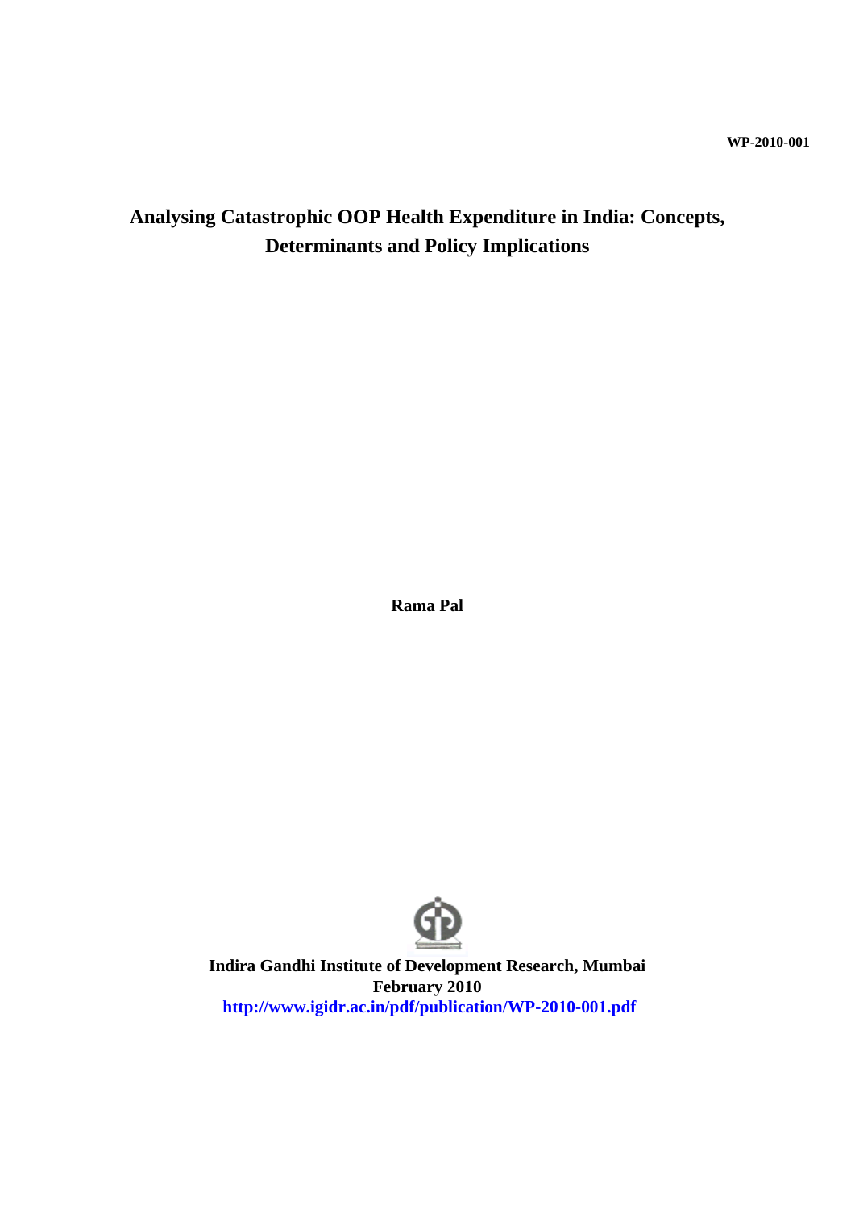WP-2010-001

# Analysing Catastrophic OOP Health Expenditure in India: Concepts, Determinants and Policy Implications

**Rama Pal**

**Indira Gandhi Institute of Development Research, Mumbai**
**February 2010**
**http://www.igidr.ac.in/pdf/publication/WP-2010-001.pdf**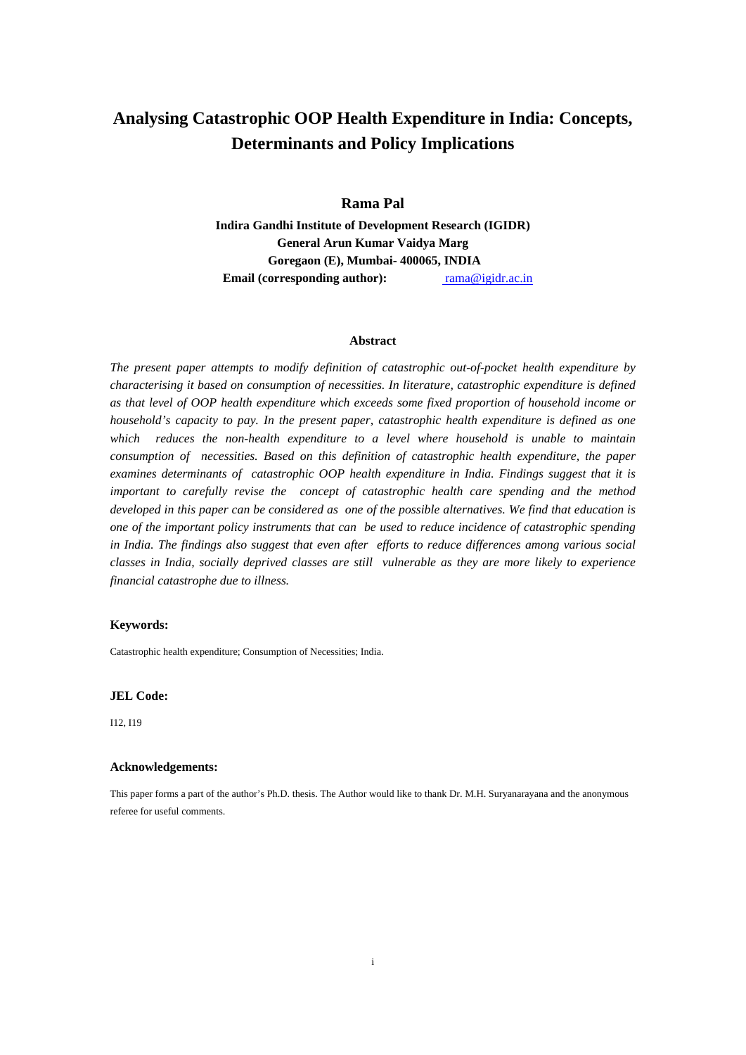# Analysing Catastrophic OOP Health Expenditure in India: Concepts, Determinants and Policy Implications

**Rama Pal**

**Indira Gandhi Institute of Development Research (IGIDR)**
**General Arun Kumar Vaidya Marg**
**Goregaon (E), Mumbai- 400065, INDIA**
**Email (corresponding author):** rama@igidr.ac.in

**Abstract**

*The present paper attempts to modify definition of catastrophic out-of-pocket health expenditure by characterising it based on consumption of necessities. In literature, catastrophic expenditure is defined as that level of OOP health expenditure which exceeds some fixed proportion of household income or household's capacity to pay. In the present paper, catastrophic health expenditure is defined as one which reduces the non-health expenditure to a level where household is unable to maintain consumption of necessities. Based on this definition of catastrophic health expenditure, the paper examines determinants of catastrophic OOP health expenditure in India. Findings suggest that it is important to carefully revise the concept of catastrophic health care spending and the method developed in this paper can be considered as one of the possible alternatives. We find that education is one of the important policy instruments that can be used to reduce incidence of catastrophic spending in India. The findings also suggest that even after efforts to reduce differences among various social classes in India, socially deprived classes are still vulnerable as they are more likely to experience financial catastrophe due to illness.*

### Keywords:

Catastrophic health expenditure; Consumption of Necessities; India.

### JEL Code:

I12, I19

### Acknowledgements:

This paper forms a part of the author's Ph.D. thesis. The Author would like to thank Dr. M.H. Suryanarayana and the anonymous referee for useful comments.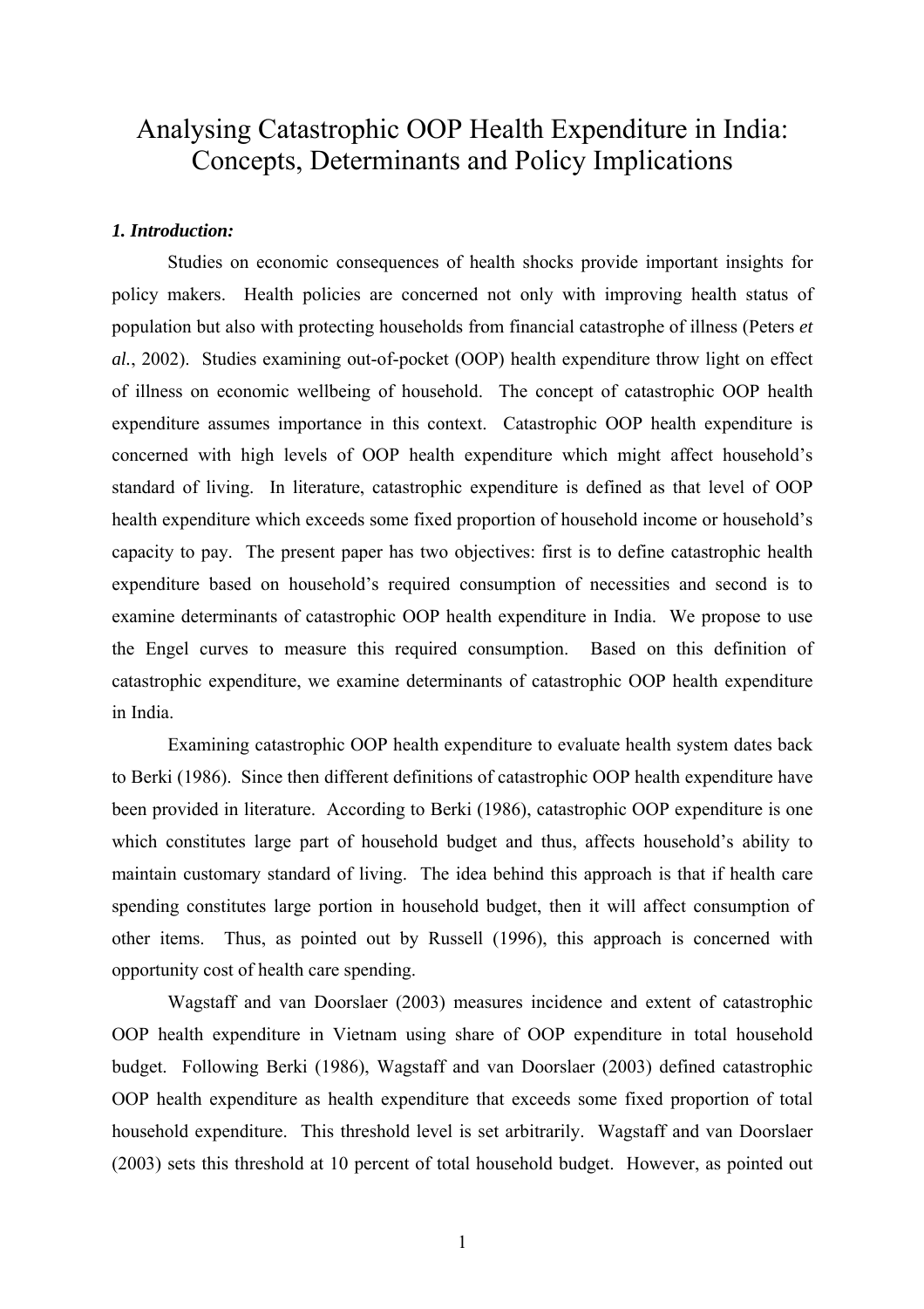# Analysing Catastrophic OOP Health Expenditure in India: Concepts, Determinants and Policy Implications

***1. Introduction:***

Studies on economic consequences of health shocks provide important insights for policy makers. Health policies are concerned not only with improving health status of population but also with protecting households from financial catastrophe of illness (Peters *et al.*, 2002). Studies examining out-of-pocket (OOP) health expenditure throw light on effect of illness on economic wellbeing of household. The concept of catastrophic OOP health expenditure assumes importance in this context. Catastrophic OOP health expenditure is concerned with high levels of OOP health expenditure which might affect household's standard of living. In literature, catastrophic expenditure is defined as that level of OOP health expenditure which exceeds some fixed proportion of household income or household's capacity to pay. The present paper has two objectives: first is to define catastrophic health expenditure based on household's required consumption of necessities and second is to examine determinants of catastrophic OOP health expenditure in India. We propose to use the Engel curves to measure this required consumption. Based on this definition of catastrophic expenditure, we examine determinants of catastrophic OOP health expenditure in India.

Examining catastrophic OOP health expenditure to evaluate health system dates back to Berki (1986). Since then different definitions of catastrophic OOP health expenditure have been provided in literature. According to Berki (1986), catastrophic OOP expenditure is one which constitutes large part of household budget and thus, affects household's ability to maintain customary standard of living. The idea behind this approach is that if health care spending constitutes large portion in household budget, then it will affect consumption of other items. Thus, as pointed out by Russell (1996), this approach is concerned with opportunity cost of health care spending.

Wagstaff and van Doorslaer (2003) measures incidence and extent of catastrophic OOP health expenditure in Vietnam using share of OOP expenditure in total household budget. Following Berki (1986), Wagstaff and van Doorslaer (2003) defined catastrophic OOP health expenditure as health expenditure that exceeds some fixed proportion of total household expenditure. This threshold level is set arbitrarily. Wagstaff and van Doorslaer (2003) sets this threshold at 10 percent of total household budget. However, as pointed out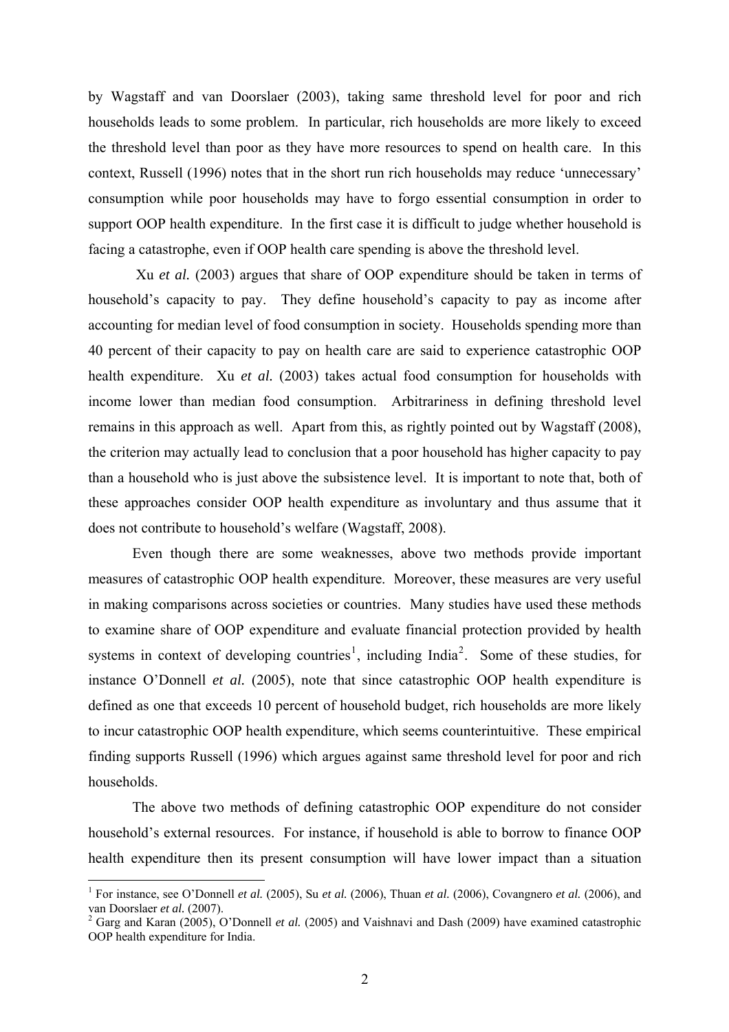by Wagstaff and van Doorslaer (2003), taking same threshold level for poor and rich households leads to some problem. In particular, rich households are more likely to exceed the threshold level than poor as they have more resources to spend on health care. In this context, Russell (1996) notes that in the short run rich households may reduce 'unnecessary' consumption while poor households may have to forgo essential consumption in order to support OOP health expenditure. In the first case it is difficult to judge whether household is facing a catastrophe, even if OOP health care spending is above the threshold level.

Xu *et al.* (2003) argues that share of OOP expenditure should be taken in terms of household's capacity to pay. They define household's capacity to pay as income after accounting for median level of food consumption in society. Households spending more than 40 percent of their capacity to pay on health care are said to experience catastrophic OOP health expenditure. Xu *et al.* (2003) takes actual food consumption for households with income lower than median food consumption. Arbitrariness in defining threshold level remains in this approach as well. Apart from this, as rightly pointed out by Wagstaff (2008), the criterion may actually lead to conclusion that a poor household has higher capacity to pay than a household who is just above the subsistence level. It is important to note that, both of these approaches consider OOP health expenditure as involuntary and thus assume that it does not contribute to household's welfare (Wagstaff, 2008).

Even though there are some weaknesses, above two methods provide important measures of catastrophic OOP health expenditure. Moreover, these measures are very useful in making comparisons across societies or countries. Many studies have used these methods to examine share of OOP expenditure and evaluate financial protection provided by health systems in context of developing countries[1], including India[2]. Some of these studies, for instance O'Donnell *et al.* (2005), note that since catastrophic OOP health expenditure is defined as one that exceeds 10 percent of household budget, rich households are more likely to incur catastrophic OOP health expenditure, which seems counterintuitive. These empirical finding supports Russell (1996) which argues against same threshold level for poor and rich households.

The above two methods of defining catastrophic OOP expenditure do not consider household's external resources. For instance, if household is able to borrow to finance OOP health expenditure then its present consumption will have lower impact than a situation

---

[1] For instance, see O'Donnell *et al.* (2005), Su *et al.* (2006), Thuan *et al.* (2006), Covangnero *et al.* (2006), and van Doorslaer *et al.* (2007).

[2] Garg and Karan (2005), O'Donnell *et al.* (2005) and Vaishnavi and Dash (2009) have examined catastrophic OOP health expenditure for India.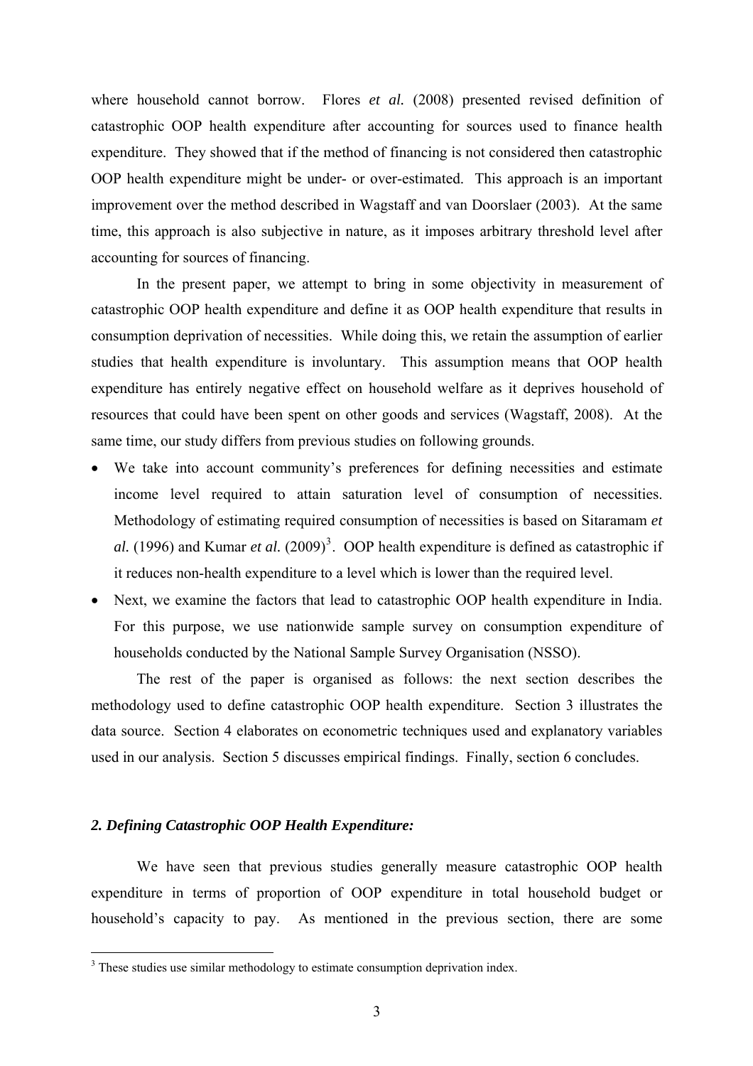where household cannot borrow. Flores *et al.* (2008) presented revised definition of catastrophic OOP health expenditure after accounting for sources used to finance health expenditure. They showed that if the method of financing is not considered then catastrophic OOP health expenditure might be under- or over-estimated. This approach is an important improvement over the method described in Wagstaff and van Doorslaer (2003). At the same time, this approach is also subjective in nature, as it imposes arbitrary threshold level after accounting for sources of financing.

In the present paper, we attempt to bring in some objectivity in measurement of catastrophic OOP health expenditure and define it as OOP health expenditure that results in consumption deprivation of necessities. While doing this, we retain the assumption of earlier studies that health expenditure is involuntary. This assumption means that OOP health expenditure has entirely negative effect on household welfare as it deprives household of resources that could have been spent on other goods and services (Wagstaff, 2008). At the same time, our study differs from previous studies on following grounds.

- We take into account community's preferences for defining necessities and estimate income level required to attain saturation level of consumption of necessities. Methodology of estimating required consumption of necessities is based on Sitaramam *et al.* (1996) and Kumar *et al.* (2009)[3]. OOP health expenditure is defined as catastrophic if it reduces non-health expenditure to a level which is lower than the required level.
- Next, we examine the factors that lead to catastrophic OOP health expenditure in India. For this purpose, we use nationwide sample survey on consumption expenditure of households conducted by the National Sample Survey Organisation (NSSO).

The rest of the paper is organised as follows: the next section describes the methodology used to define catastrophic OOP health expenditure. Section 3 illustrates the data source. Section 4 elaborates on econometric techniques used and explanatory variables used in our analysis. Section 5 discusses empirical findings. Finally, section 6 concludes.

## *2. Defining Catastrophic OOP Health Expenditure:*

We have seen that previous studies generally measure catastrophic OOP health expenditure in terms of proportion of OOP expenditure in total household budget or household's capacity to pay. As mentioned in the previous section, there are some

[3] These studies use similar methodology to estimate consumption deprivation index.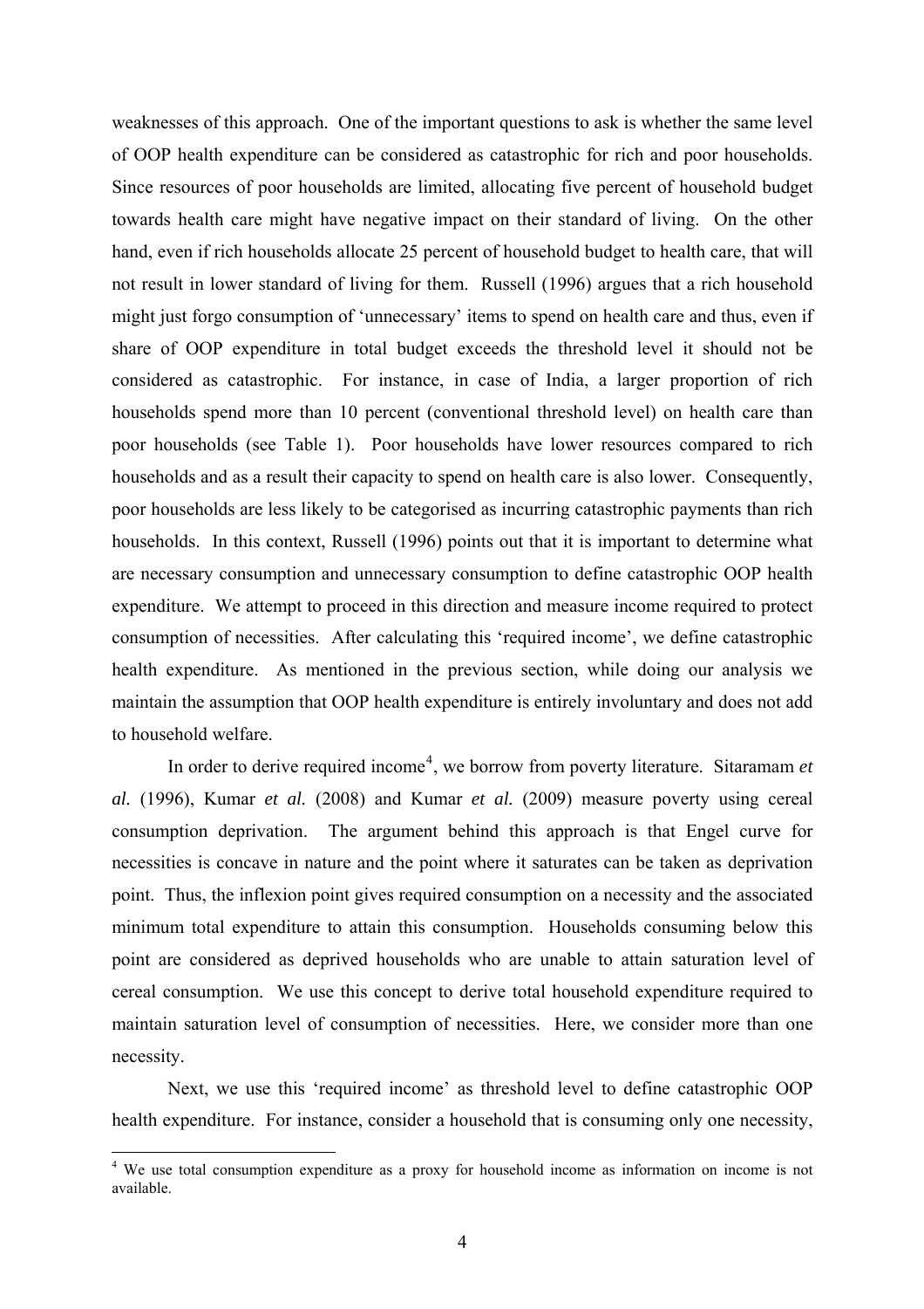weaknesses of this approach. One of the important questions to ask is whether the same level of OOP health expenditure can be considered as catastrophic for rich and poor households. Since resources of poor households are limited, allocating five percent of household budget towards health care might have negative impact on their standard of living. On the other hand, even if rich households allocate 25 percent of household budget to health care, that will not result in lower standard of living for them. Russell (1996) argues that a rich household might just forgo consumption of 'unnecessary' items to spend on health care and thus, even if share of OOP expenditure in total budget exceeds the threshold level it should not be considered as catastrophic. For instance, in case of India, a larger proportion of rich households spend more than 10 percent (conventional threshold level) on health care than poor households (see Table 1). Poor households have lower resources compared to rich households and as a result their capacity to spend on health care is also lower. Consequently, poor households are less likely to be categorised as incurring catastrophic payments than rich households. In this context, Russell (1996) points out that it is important to determine what are necessary consumption and unnecessary consumption to define catastrophic OOP health expenditure. We attempt to proceed in this direction and measure income required to protect consumption of necessities. After calculating this 'required income', we define catastrophic health expenditure. As mentioned in the previous section, while doing our analysis we maintain the assumption that OOP health expenditure is entirely involuntary and does not add to household welfare.

In order to derive required income[4], we borrow from poverty literature. Sitaramam *et al.* (1996), Kumar *et al.* (2008) and Kumar *et al.* (2009) measure poverty using cereal consumption deprivation. The argument behind this approach is that Engel curve for necessities is concave in nature and the point where it saturates can be taken as deprivation point. Thus, the inflexion point gives required consumption on a necessity and the associated minimum total expenditure to attain this consumption. Households consuming below this point are considered as deprived households who are unable to attain saturation level of cereal consumption. We use this concept to derive total household expenditure required to maintain saturation level of consumption of necessities. Here, we consider more than one necessity.

Next, we use this 'required income' as threshold level to define catastrophic OOP health expenditure. For instance, consider a household that is consuming only one necessity,

[4] We use total consumption expenditure as a proxy for household income as information on income is not available.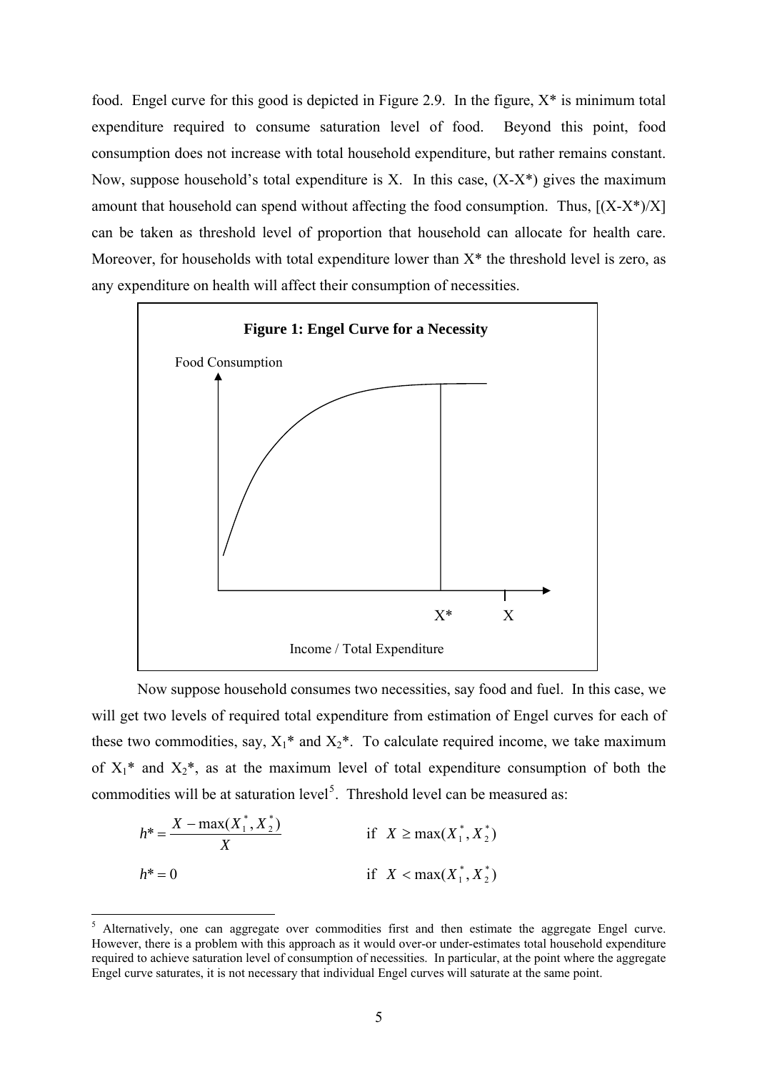food. Engel curve for this good is depicted in Figure 2.9. In the figure, X* is minimum total expenditure required to consume saturation level of food. Beyond this point, food consumption does not increase with total household expenditure, but rather remains constant. Now, suppose household's total expenditure is X. In this case, (X-X*) gives the maximum amount that household can spend without affecting the food consumption. Thus, [(X-X*)/X] can be taken as threshold level of proportion that household can allocate for health care. Moreover, for households with total expenditure lower than X* the threshold level is zero, as any expenditure on health will affect their consumption of necessities.

**Figure 1: Engel Curve for a Necessity**

Food Consumption

X* X

Income / Total Expenditure

Now suppose household consumes two necessities, say food and fuel. In this case, we will get two levels of required total expenditure from estimation of Engel curves for each of these two commodities, say, $X_1$* and $X_2$*. To calculate required income, we take maximum of $X_1$* and $X_2$*, as at the maximum level of total expenditure consumption of both the commodities will be at saturation level[5]. Threshold level can be measured as:

$$h^* = \frac{X - \max(X_1^*, X_2^*)}{X} \qquad \text{if} \quad X \geq \max(X_1^*, X_2^*)$$

$$h^* = 0 \qquad \text{if} \quad X < \max(X_1^*, X_2^*)$$

[5] Alternatively, one can aggregate over commodities first and then estimate the aggregate Engel curve. However, there is a problem with this approach as it would over-or under-estimates total household expenditure required to achieve saturation level of consumption of necessities. In particular, at the point where the aggregate Engel curve saturates, it is not necessary that individual Engel curves will saturate at the same point.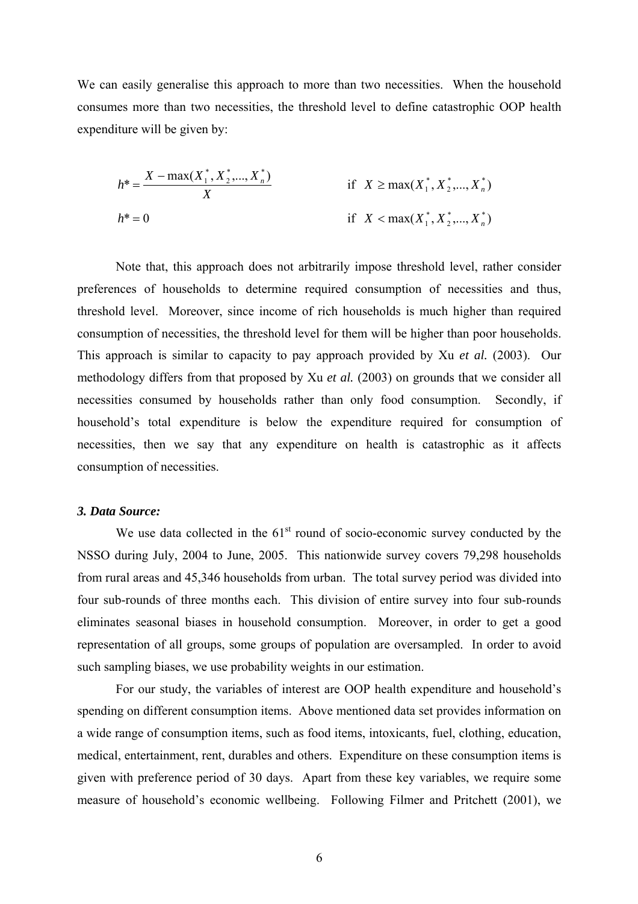We can easily generalise this approach to more than two necessities. When the household consumes more than two necessities, the threshold level to define catastrophic OOP health expenditure will be given by:

$$h^* = \frac{X - \max(X_1^*, X_2^*, ..., X_n^*)}{X} \qquad \text{if } \; X \geq \max(X_1^*, X_2^*, ..., X_n^*)$$

$$h^* = 0 \qquad \text{if } \; X < \max(X_1^*, X_2^*, ..., X_n^*)$$

Note that, this approach does not arbitrarily impose threshold level, rather consider preferences of households to determine required consumption of necessities and thus, threshold level. Moreover, since income of rich households is much higher than required consumption of necessities, the threshold level for them will be higher than poor households. This approach is similar to capacity to pay approach provided by Xu *et al.* (2003). Our methodology differs from that proposed by Xu *et al.* (2003) on grounds that we consider all necessities consumed by households rather than only food consumption. Secondly, if household's total expenditure is below the expenditure required for consumption of necessities, then we say that any expenditure on health is catastrophic as it affects consumption of necessities.

### *3. Data Source:*

We use data collected in the 61st round of socio-economic survey conducted by the NSSO during July, 2004 to June, 2005. This nationwide survey covers 79,298 households from rural areas and 45,346 households from urban. The total survey period was divided into four sub-rounds of three months each. This division of entire survey into four sub-rounds eliminates seasonal biases in household consumption. Moreover, in order to get a good representation of all groups, some groups of population are oversampled. In order to avoid such sampling biases, we use probability weights in our estimation.

For our study, the variables of interest are OOP health expenditure and household's spending on different consumption items. Above mentioned data set provides information on a wide range of consumption items, such as food items, intoxicants, fuel, clothing, education, medical, entertainment, rent, durables and others. Expenditure on these consumption items is given with preference period of 30 days. Apart from these key variables, we require some measure of household's economic wellbeing. Following Filmer and Pritchett (2001), we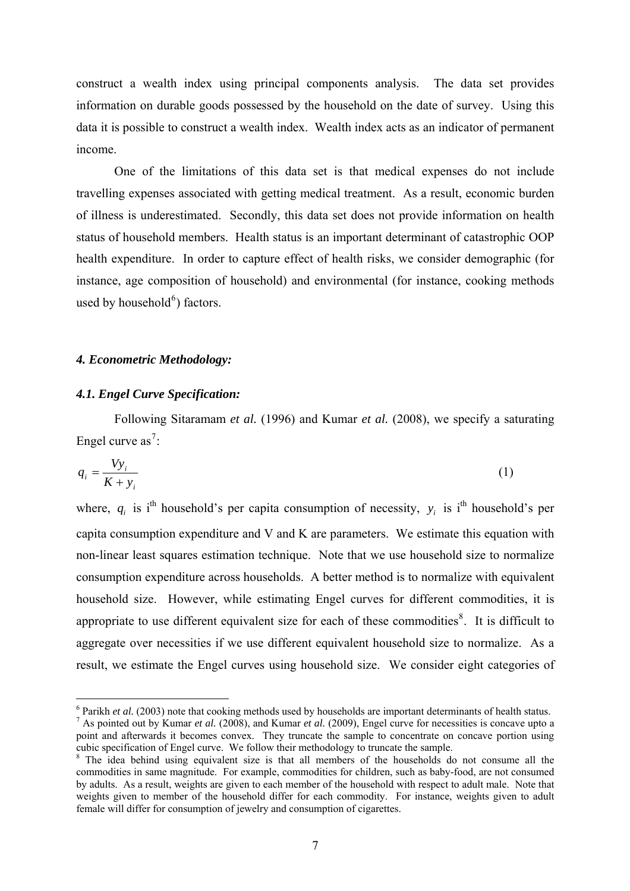construct a wealth index using principal components analysis. The data set provides information on durable goods possessed by the household on the date of survey. Using this data it is possible to construct a wealth index. Wealth index acts as an indicator of permanent income.

One of the limitations of this data set is that medical expenses do not include travelling expenses associated with getting medical treatment. As a result, economic burden of illness is underestimated. Secondly, this data set does not provide information on health status of household members. Health status is an important determinant of catastrophic OOP health expenditure. In order to capture effect of health risks, we consider demographic (for instance, age composition of household) and environmental (for instance, cooking methods used by household[6]) factors.

### *4. Econometric Methodology:*

#### *4.1. Engel Curve Specification:*

Following Sitaramam *et al.* (1996) and Kumar *et al.* (2008), we specify a saturating Engel curve as[7]:

$$q_i = \frac{Vy_i}{K + y_i} \tag{1}$$

where, $q_i$ is i[th] household's per capita consumption of necessity, $y_i$ is i[th] household's per capita consumption expenditure and V and K are parameters. We estimate this equation with non-linear least squares estimation technique. Note that we use household size to normalize consumption expenditure across households. A better method is to normalize with equivalent household size. However, while estimating Engel curves for different commodities, it is appropriate to use different equivalent size for each of these commodities[8]. It is difficult to aggregate over necessities if we use different equivalent household size to normalize. As a result, we estimate the Engel curves using household size. We consider eight categories of

---

[6] Parikh *et al.* (2003) note that cooking methods used by households are important determinants of health status.

[7] As pointed out by Kumar *et al.* (2008), and Kumar *et al.* (2009), Engel curve for necessities is concave upto a point and afterwards it becomes convex. They truncate the sample to concentrate on concave portion using cubic specification of Engel curve. We follow their methodology to truncate the sample.

[8] The idea behind using equivalent size is that all members of the households do not consume all the commodities in same magnitude. For example, commodities for children, such as baby-food, are not consumed by adults. As a result, weights are given to each member of the household with respect to adult male. Note that weights given to member of the household differ for each commodity. For instance, weights given to adult female will differ for consumption of jewelry and consumption of cigarettes.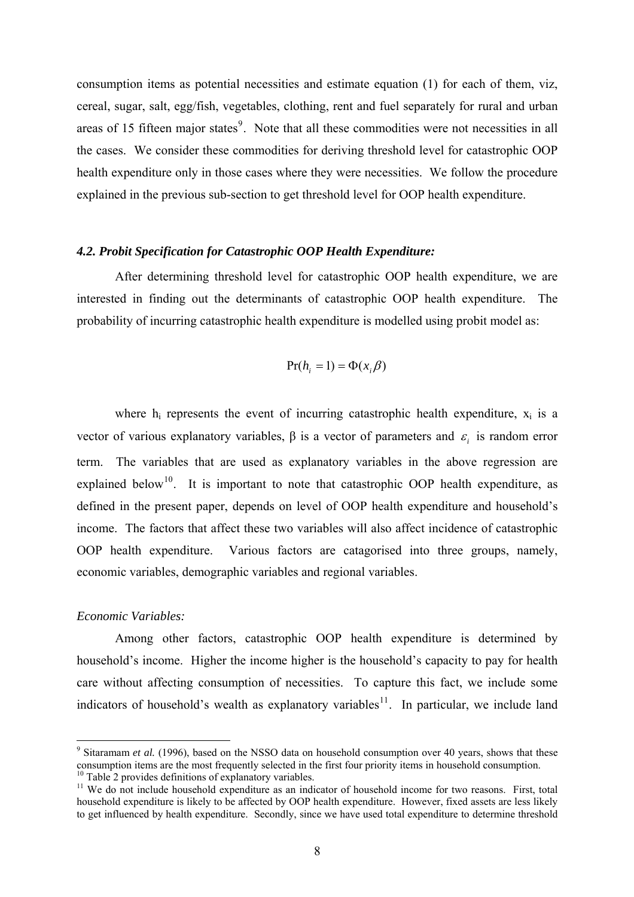consumption items as potential necessities and estimate equation (1) for each of them, viz, cereal, sugar, salt, egg/fish, vegetables, clothing, rent and fuel separately for rural and urban areas of 15 fifteen major states[9]. Note that all these commodities were not necessities in all the cases. We consider these commodities for deriving threshold level for catastrophic OOP health expenditure only in those cases where they were necessities. We follow the procedure explained in the previous sub-section to get threshold level for OOP health expenditure.

### *4.2. Probit Specification for Catastrophic OOP Health Expenditure:*

After determining threshold level for catastrophic OOP health expenditure, we are interested in finding out the determinants of catastrophic OOP health expenditure. The probability of incurring catastrophic health expenditure is modelled using probit model as:

$$\Pr(h_i = 1) = \Phi(x_i \beta)$$

where $h_i$ represents the event of incurring catastrophic health expenditure, $x_i$ is a vector of various explanatory variables, $\beta$ is a vector of parameters and $\varepsilon_i$ is random error term. The variables that are used as explanatory variables in the above regression are explained below[10]. It is important to note that catastrophic OOP health expenditure, as defined in the present paper, depends on level of OOP health expenditure and household's income. The factors that affect these two variables will also affect incidence of catastrophic OOP health expenditure. Various factors are catagorised into three groups, namely, economic variables, demographic variables and regional variables.

*Economic Variables:*

Among other factors, catastrophic OOP health expenditure is determined by household's income. Higher the income higher is the household's capacity to pay for health care without affecting consumption of necessities. To capture this fact, we include some indicators of household's wealth as explanatory variables[11]. In particular, we include land

---

[9] Sitaramam *et al.* (1996), based on the NSSO data on household consumption over 40 years, shows that these consumption items are the most frequently selected in the first four priority items in household consumption.

[10] Table 2 provides definitions of explanatory variables.

[11] We do not include household expenditure as an indicator of household income for two reasons. First, total household expenditure is likely to be affected by OOP health expenditure. However, fixed assets are less likely to get influenced by health expenditure. Secondly, since we have used total expenditure to determine threshold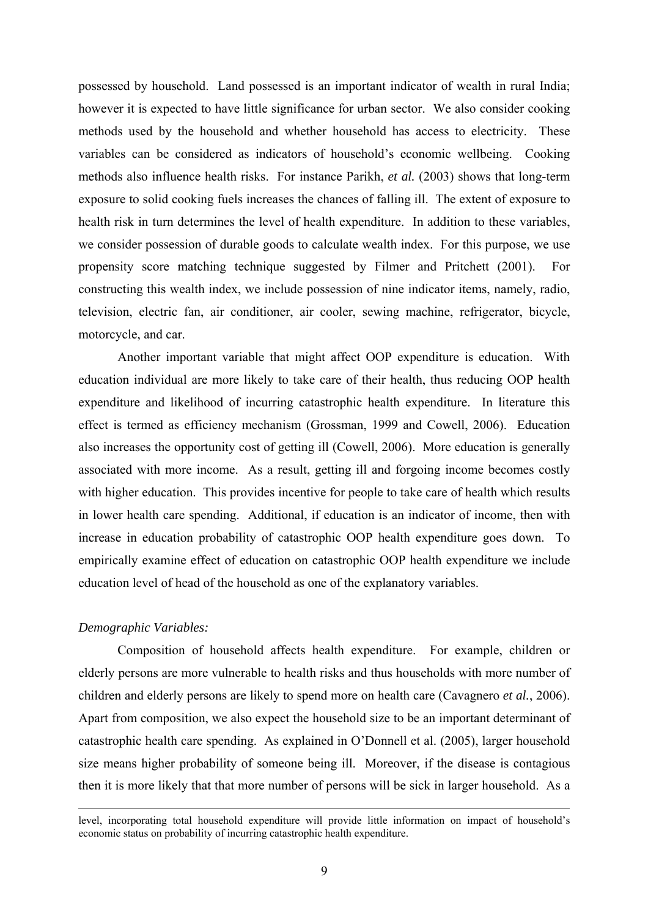possessed by household. Land possessed is an important indicator of wealth in rural India; however it is expected to have little significance for urban sector. We also consider cooking methods used by the household and whether household has access to electricity. These variables can be considered as indicators of household's economic wellbeing. Cooking methods also influence health risks. For instance Parikh, *et al.* (2003) shows that long-term exposure to solid cooking fuels increases the chances of falling ill. The extent of exposure to health risk in turn determines the level of health expenditure. In addition to these variables, we consider possession of durable goods to calculate wealth index. For this purpose, we use propensity score matching technique suggested by Filmer and Pritchett (2001). For constructing this wealth index, we include possession of nine indicator items, namely, radio, television, electric fan, air conditioner, air cooler, sewing machine, refrigerator, bicycle, motorcycle, and car.

Another important variable that might affect OOP expenditure is education. With education individual are more likely to take care of their health, thus reducing OOP health expenditure and likelihood of incurring catastrophic health expenditure. In literature this effect is termed as efficiency mechanism (Grossman, 1999 and Cowell, 2006). Education also increases the opportunity cost of getting ill (Cowell, 2006). More education is generally associated with more income. As a result, getting ill and forgoing income becomes costly with higher education. This provides incentive for people to take care of health which results in lower health care spending. Additional, if education is an indicator of income, then with increase in education probability of catastrophic OOP health expenditure goes down. To empirically examine effect of education on catastrophic OOP health expenditure we include education level of head of the household as one of the explanatory variables.

*Demographic Variables:*

Composition of household affects health expenditure. For example, children or elderly persons are more vulnerable to health risks and thus households with more number of children and elderly persons are likely to spend more on health care (Cavagnero *et al.*, 2006). Apart from composition, we also expect the household size to be an important determinant of catastrophic health care spending. As explained in O'Donnell et al. (2005), larger household size means higher probability of someone being ill. Moreover, if the disease is contagious then it is more likely that that more number of persons will be sick in larger household. As a

---

level, incorporating total household expenditure will provide little information on impact of household's economic status on probability of incurring catastrophic health expenditure.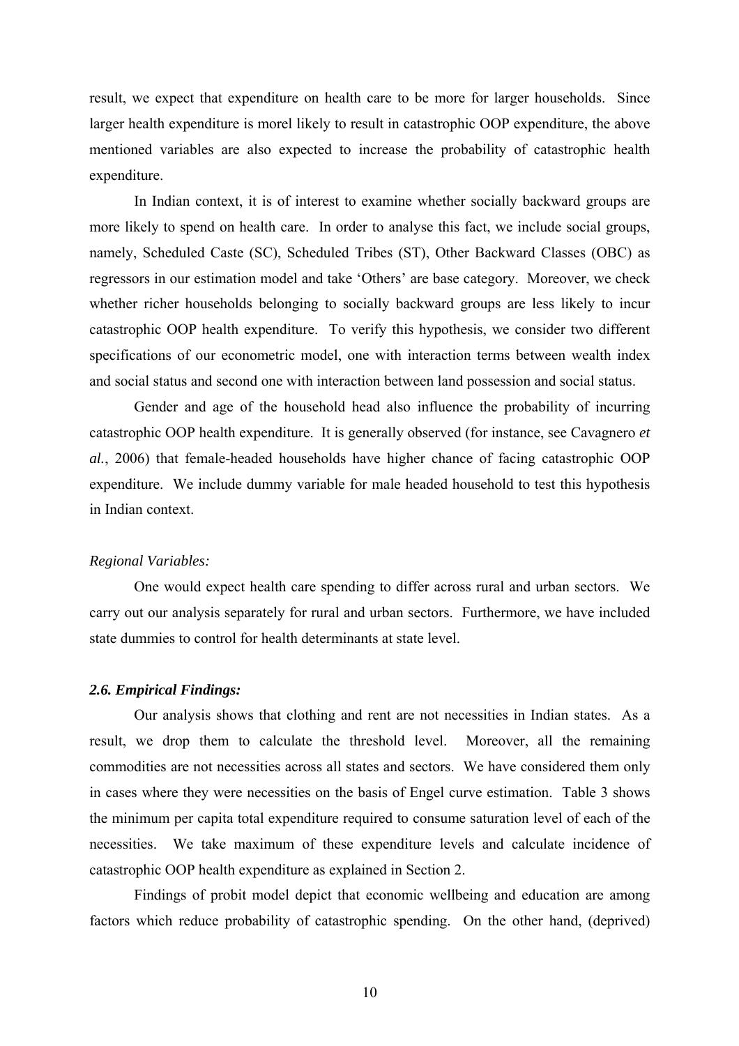result, we expect that expenditure on health care to be more for larger households. Since larger health expenditure is morel likely to result in catastrophic OOP expenditure, the above mentioned variables are also expected to increase the probability of catastrophic health expenditure.

In Indian context, it is of interest to examine whether socially backward groups are more likely to spend on health care. In order to analyse this fact, we include social groups, namely, Scheduled Caste (SC), Scheduled Tribes (ST), Other Backward Classes (OBC) as regressors in our estimation model and take 'Others' are base category. Moreover, we check whether richer households belonging to socially backward groups are less likely to incur catastrophic OOP health expenditure. To verify this hypothesis, we consider two different specifications of our econometric model, one with interaction terms between wealth index and social status and second one with interaction between land possession and social status.

Gender and age of the household head also influence the probability of incurring catastrophic OOP health expenditure. It is generally observed (for instance, see Cavagnero *et al.*, 2006) that female-headed households have higher chance of facing catastrophic OOP expenditure. We include dummy variable for male headed household to test this hypothesis in Indian context.

*Regional Variables:*

One would expect health care spending to differ across rural and urban sectors. We carry out our analysis separately for rural and urban sectors. Furthermore, we have included state dummies to control for health determinants at state level.

### *2.6. Empirical Findings:*

Our analysis shows that clothing and rent are not necessities in Indian states. As a result, we drop them to calculate the threshold level. Moreover, all the remaining commodities are not necessities across all states and sectors. We have considered them only in cases where they were necessities on the basis of Engel curve estimation. Table 3 shows the minimum per capita total expenditure required to consume saturation level of each of the necessities. We take maximum of these expenditure levels and calculate incidence of catastrophic OOP health expenditure as explained in Section 2.

Findings of probit model depict that economic wellbeing and education are among factors which reduce probability of catastrophic spending. On the other hand, (deprived)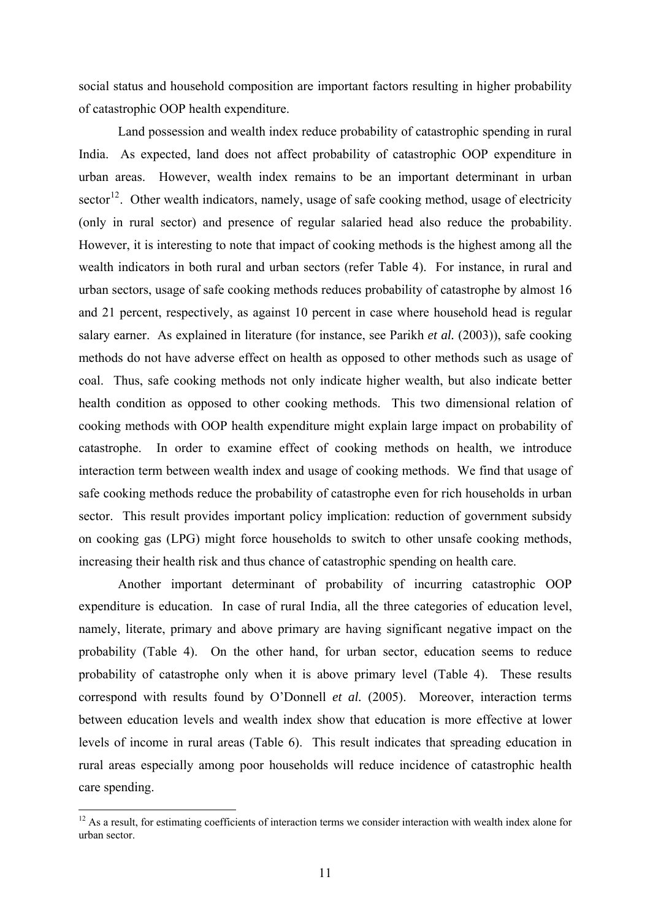social status and household composition are important factors resulting in higher probability of catastrophic OOP health expenditure.

Land possession and wealth index reduce probability of catastrophic spending in rural India. As expected, land does not affect probability of catastrophic OOP expenditure in urban areas. However, wealth index remains to be an important determinant in urban sector[12]. Other wealth indicators, namely, usage of safe cooking method, usage of electricity (only in rural sector) and presence of regular salaried head also reduce the probability. However, it is interesting to note that impact of cooking methods is the highest among all the wealth indicators in both rural and urban sectors (refer Table 4). For instance, in rural and urban sectors, usage of safe cooking methods reduces probability of catastrophe by almost 16 and 21 percent, respectively, as against 10 percent in case where household head is regular salary earner. As explained in literature (for instance, see Parikh *et al.* (2003)), safe cooking methods do not have adverse effect on health as opposed to other methods such as usage of coal. Thus, safe cooking methods not only indicate higher wealth, but also indicate better health condition as opposed to other cooking methods. This two dimensional relation of cooking methods with OOP health expenditure might explain large impact on probability of catastrophe. In order to examine effect of cooking methods on health, we introduce interaction term between wealth index and usage of cooking methods. We find that usage of safe cooking methods reduce the probability of catastrophe even for rich households in urban sector. This result provides important policy implication: reduction of government subsidy on cooking gas (LPG) might force households to switch to other unsafe cooking methods, increasing their health risk and thus chance of catastrophic spending on health care.

Another important determinant of probability of incurring catastrophic OOP expenditure is education. In case of rural India, all the three categories of education level, namely, literate, primary and above primary are having significant negative impact on the probability (Table 4). On the other hand, for urban sector, education seems to reduce probability of catastrophe only when it is above primary level (Table 4). These results correspond with results found by O'Donnell *et al.* (2005). Moreover, interaction terms between education levels and wealth index show that education is more effective at lower levels of income in rural areas (Table 6). This result indicates that spreading education in rural areas especially among poor households will reduce incidence of catastrophic health care spending.

[12] As a result, for estimating coefficients of interaction terms we consider interaction with wealth index alone for urban sector.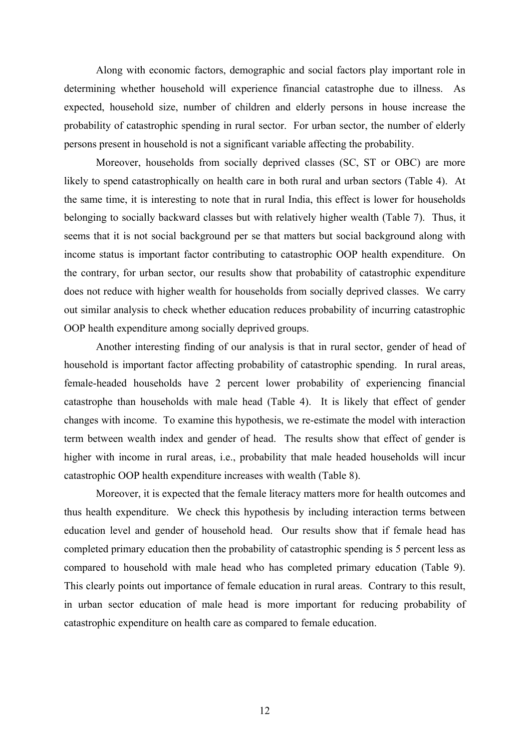Along with economic factors, demographic and social factors play important role in determining whether household will experience financial catastrophe due to illness. As expected, household size, number of children and elderly persons in house increase the probability of catastrophic spending in rural sector. For urban sector, the number of elderly persons present in household is not a significant variable affecting the probability.

Moreover, households from socially deprived classes (SC, ST or OBC) are more likely to spend catastrophically on health care in both rural and urban sectors (Table 4). At the same time, it is interesting to note that in rural India, this effect is lower for households belonging to socially backward classes but with relatively higher wealth (Table 7). Thus, it seems that it is not social background per se that matters but social background along with income status is important factor contributing to catastrophic OOP health expenditure. On the contrary, for urban sector, our results show that probability of catastrophic expenditure does not reduce with higher wealth for households from socially deprived classes. We carry out similar analysis to check whether education reduces probability of incurring catastrophic OOP health expenditure among socially deprived groups.

Another interesting finding of our analysis is that in rural sector, gender of head of household is important factor affecting probability of catastrophic spending. In rural areas, female-headed households have 2 percent lower probability of experiencing financial catastrophe than households with male head (Table 4). It is likely that effect of gender changes with income. To examine this hypothesis, we re-estimate the model with interaction term between wealth index and gender of head. The results show that effect of gender is higher with income in rural areas, i.e., probability that male headed households will incur catastrophic OOP health expenditure increases with wealth (Table 8).

Moreover, it is expected that the female literacy matters more for health outcomes and thus health expenditure. We check this hypothesis by including interaction terms between education level and gender of household head. Our results show that if female head has completed primary education then the probability of catastrophic spending is 5 percent less as compared to household with male head who has completed primary education (Table 9). This clearly points out importance of female education in rural areas. Contrary to this result, in urban sector education of male head is more important for reducing probability of catastrophic expenditure on health care as compared to female education.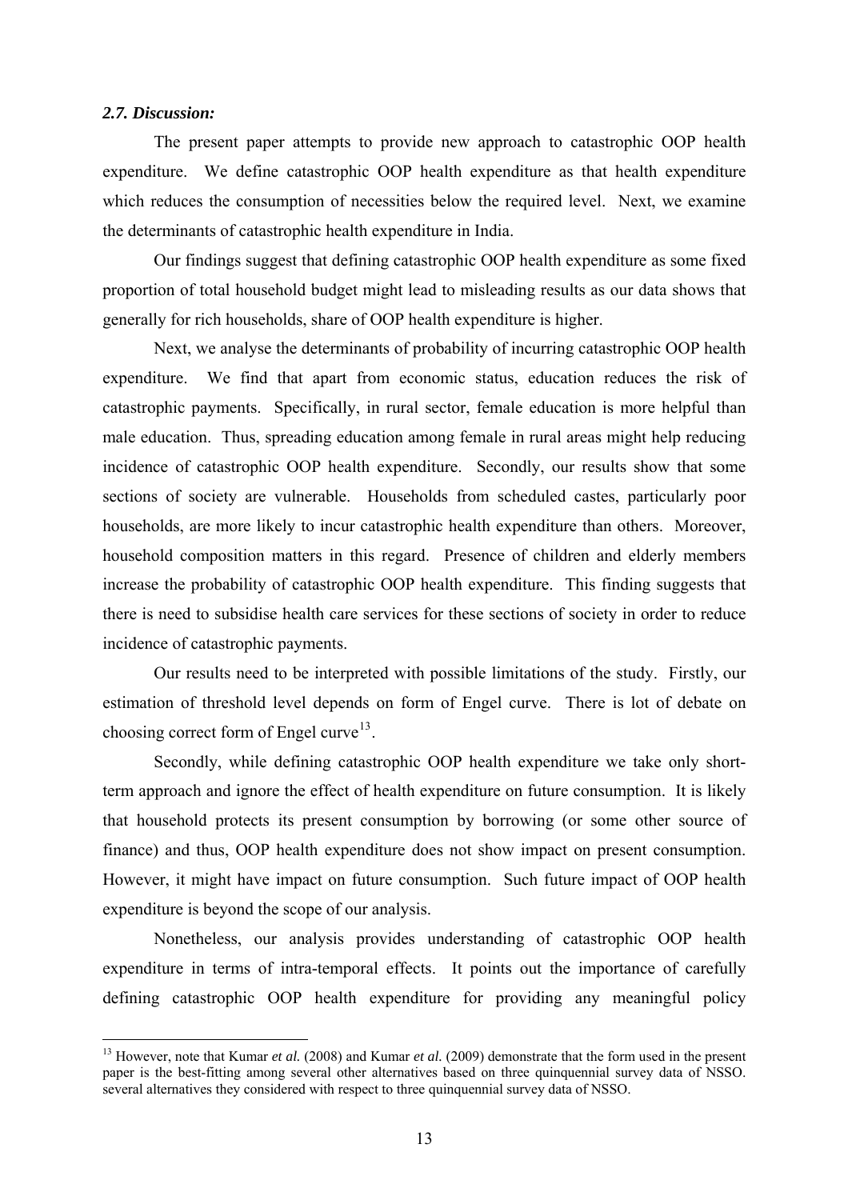### *2.7. Discussion:*

The present paper attempts to provide new approach to catastrophic OOP health expenditure. We define catastrophic OOP health expenditure as that health expenditure which reduces the consumption of necessities below the required level. Next, we examine the determinants of catastrophic health expenditure in India.

Our findings suggest that defining catastrophic OOP health expenditure as some fixed proportion of total household budget might lead to misleading results as our data shows that generally for rich households, share of OOP health expenditure is higher.

Next, we analyse the determinants of probability of incurring catastrophic OOP health expenditure. We find that apart from economic status, education reduces the risk of catastrophic payments. Specifically, in rural sector, female education is more helpful than male education. Thus, spreading education among female in rural areas might help reducing incidence of catastrophic OOP health expenditure. Secondly, our results show that some sections of society are vulnerable. Households from scheduled castes, particularly poor households, are more likely to incur catastrophic health expenditure than others. Moreover, household composition matters in this regard. Presence of children and elderly members increase the probability of catastrophic OOP health expenditure. This finding suggests that there is need to subsidise health care services for these sections of society in order to reduce incidence of catastrophic payments.

Our results need to be interpreted with possible limitations of the study. Firstly, our estimation of threshold level depends on form of Engel curve. There is lot of debate on choosing correct form of Engel curve[13].

Secondly, while defining catastrophic OOP health expenditure we take only short-term approach and ignore the effect of health expenditure on future consumption. It is likely that household protects its present consumption by borrowing (or some other source of finance) and thus, OOP health expenditure does not show impact on present consumption. However, it might have impact on future consumption. Such future impact of OOP health expenditure is beyond the scope of our analysis.

Nonetheless, our analysis provides understanding of catastrophic OOP health expenditure in terms of intra-temporal effects. It points out the importance of carefully defining catastrophic OOP health expenditure for providing any meaningful policy

---

[13] However, note that Kumar *et al.* (2008) and Kumar *et al.* (2009) demonstrate that the form used in the present paper is the best-fitting among several other alternatives based on three quinquennial survey data of NSSO. several alternatives they considered with respect to three quinquennial survey data of NSSO.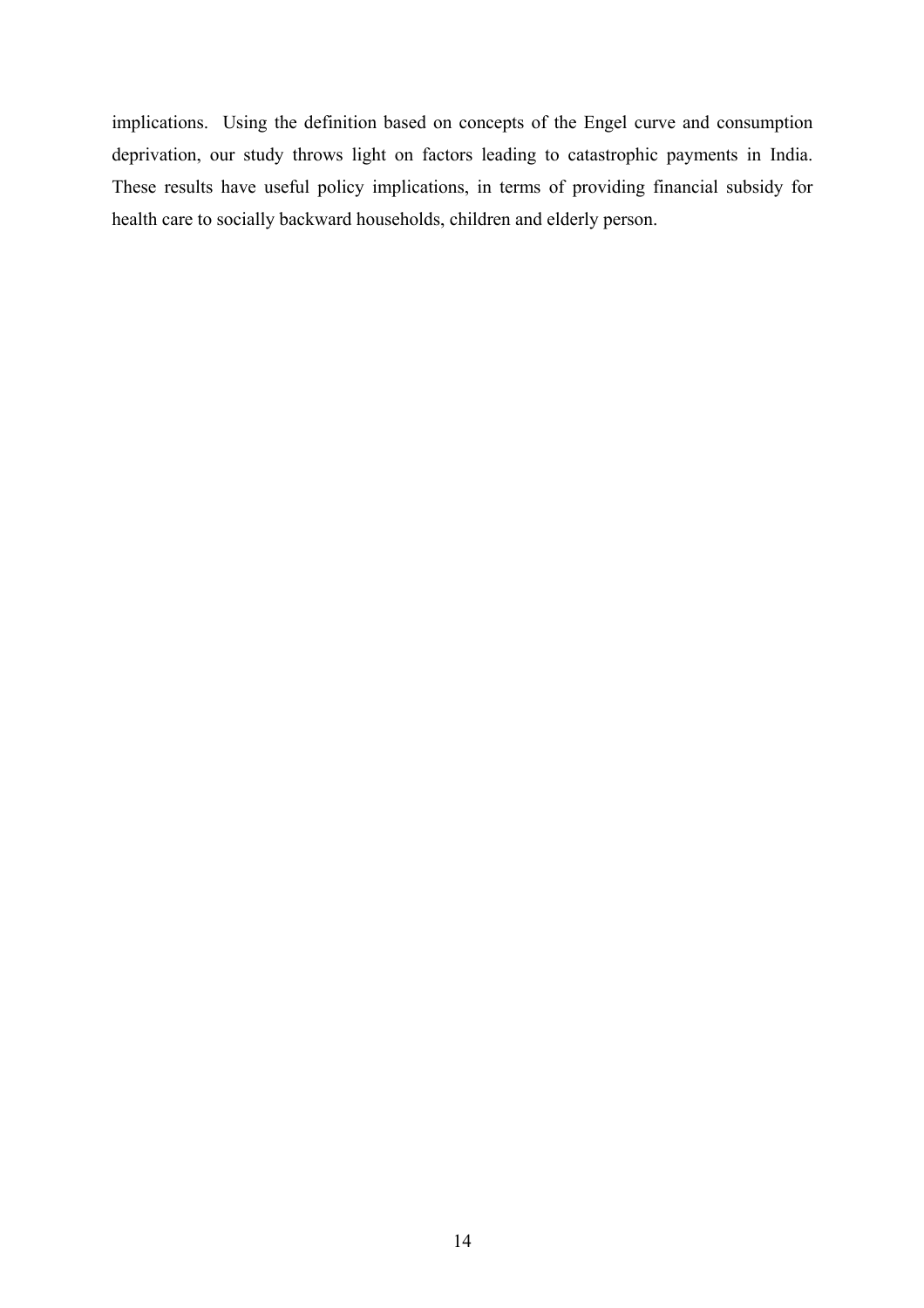implications. Using the definition based on concepts of the Engel curve and consumption deprivation, our study throws light on factors leading to catastrophic payments in India. These results have useful policy implications, in terms of providing financial subsidy for health care to socially backward households, children and elderly person.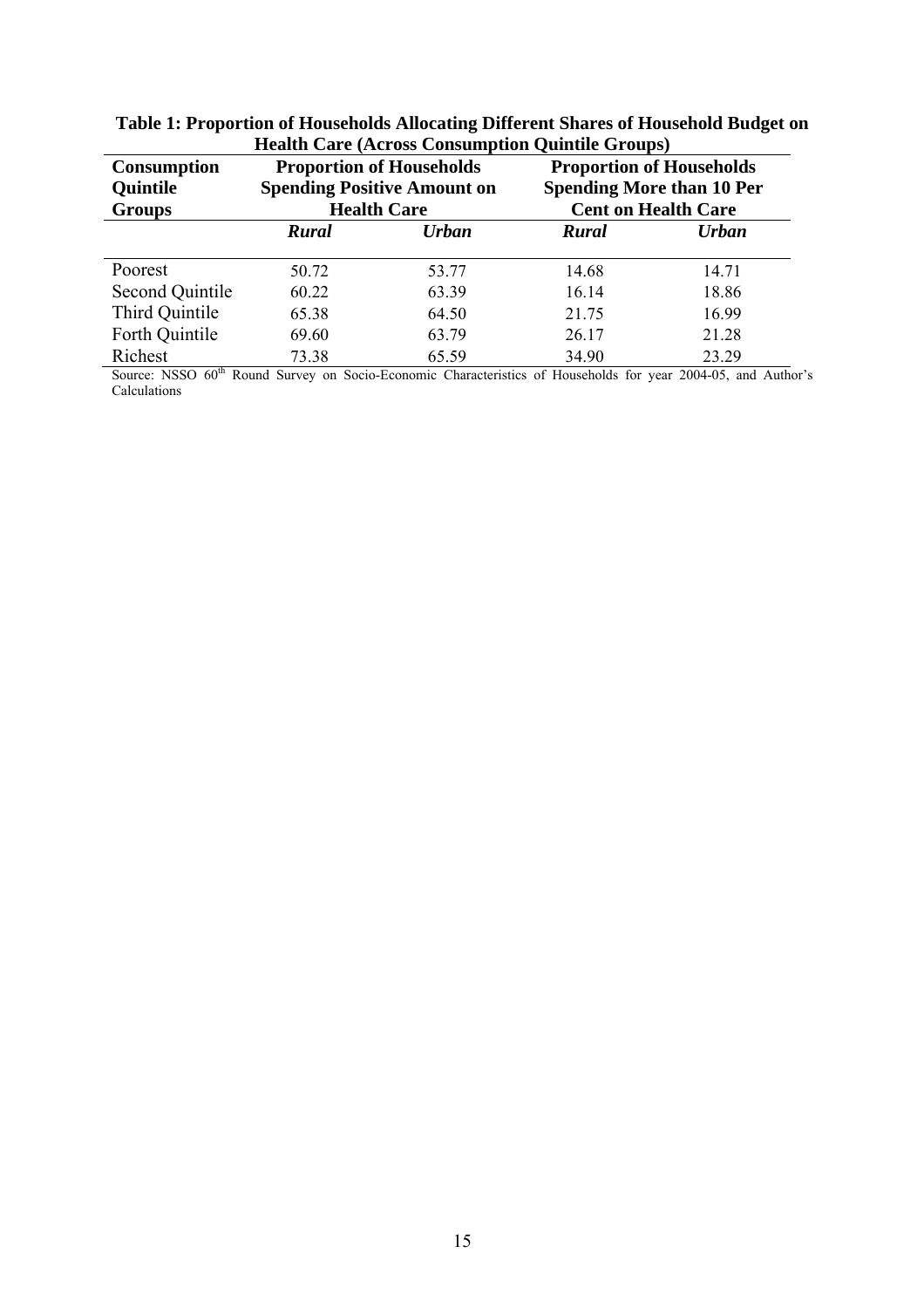**Table 1: Proportion of Households Allocating Different Shares of Household Budget on Health Care (Across Consumption Quintile Groups)**

| Consumption Quintile Groups | Proportion of Households Spending Positive Amount on Health Care | | Proportion of Households Spending More than 10 Per Cent on Health Care | |
|---|---|---|---|---|
| | ***Rural*** | ***Urban*** | ***Rural*** | ***Urban*** |
| Poorest | 50.72 | 53.77 | 14.68 | 14.71 |
| Second Quintile | 60.22 | 63.39 | 16.14 | 18.86 |
| Third Quintile | 65.38 | 64.50 | 21.75 | 16.99 |
| Forth Quintile | 69.60 | 63.79 | 26.17 | 21.28 |
| Richest | 73.38 | 65.59 | 34.90 | 23.29 |

Source: NSSO 60th Round Survey on Socio-Economic Characteristics of Households for year 2004-05, and Author's Calculations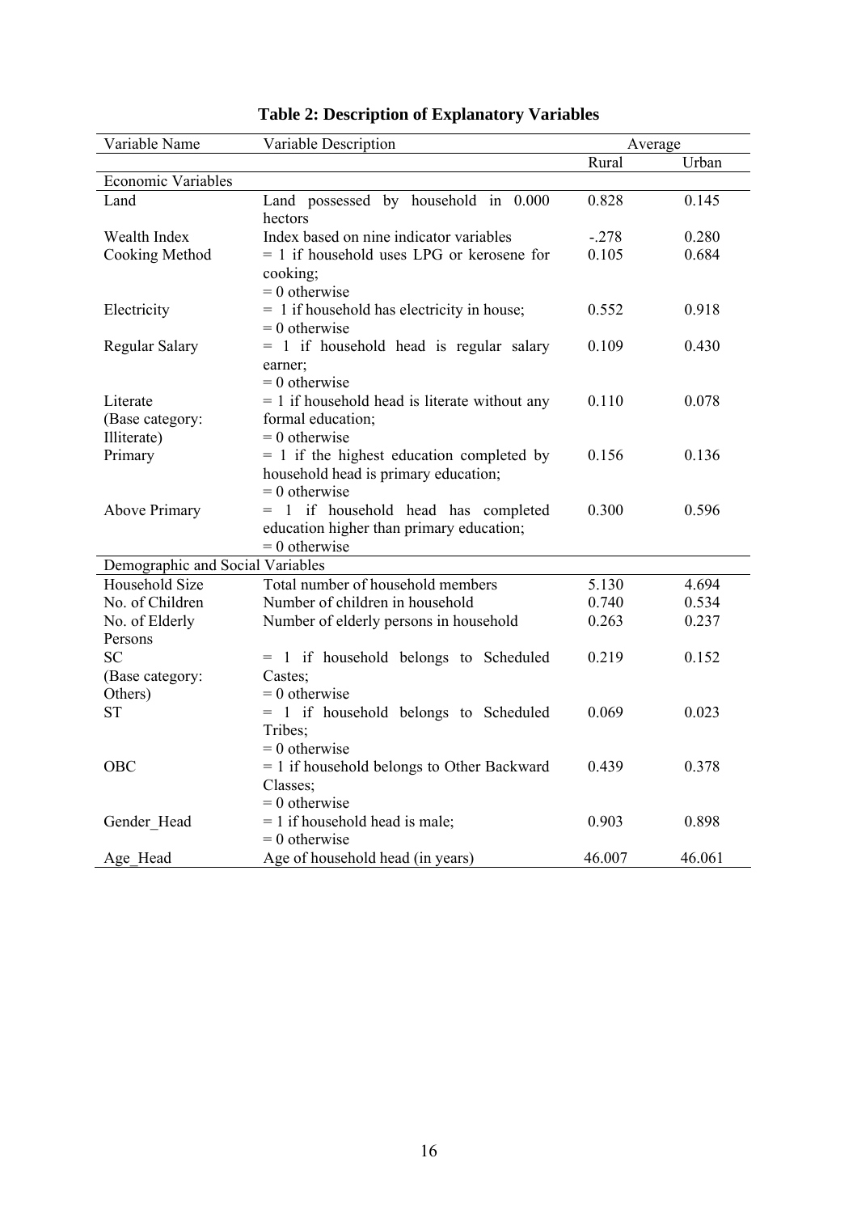**Table 2: Description of Explanatory Variables**

| Variable Name | Variable Description | Average | |
|---|---|---|---|
| | | Rural | Urban |
| Economic Variables | | | |
| Land | Land possessed by household in 0.000 hectors | 0.828 | 0.145 |
| Wealth Index | Index based on nine indicator variables | -.278 | 0.280 |
| Cooking Method | = 1 if household uses LPG or kerosene for cooking; = 0 otherwise | 0.105 | 0.684 |
| Electricity | = 1 if household has electricity in house; = 0 otherwise | 0.552 | 0.918 |
| Regular Salary | = 1 if household head is regular salary earner; = 0 otherwise | 0.109 | 0.430 |
| Literate (Base category: Illiterate) | = 1 if household head is literate without any formal education; = 0 otherwise | 0.110 | 0.078 |
| Primary | = 1 if the highest education completed by household head is primary education; = 0 otherwise | 0.156 | 0.136 |
| Above Primary | = 1 if household head has completed education higher than primary education; = 0 otherwise | 0.300 | 0.596 |
| Demographic and Social Variables | | | |
| Household Size | Total number of household members | 5.130 | 4.694 |
| No. of Children | Number of children in household | 0.740 | 0.534 |
| No. of Elderly Persons | Number of elderly persons in household | 0.263 | 0.237 |
| SC (Base category: Others) | = 1 if household belongs to Scheduled Castes; = 0 otherwise | 0.219 | 0.152 |
| ST | = 1 if household belongs to Scheduled Tribes; = 0 otherwise | 0.069 | 0.023 |
| OBC | = 1 if household belongs to Other Backward Classes; = 0 otherwise | 0.439 | 0.378 |
| Gender_Head | = 1 if household head is male; = 0 otherwise | 0.903 | 0.898 |
| Age_Head | Age of household head (in years) | 46.007 | 46.061 |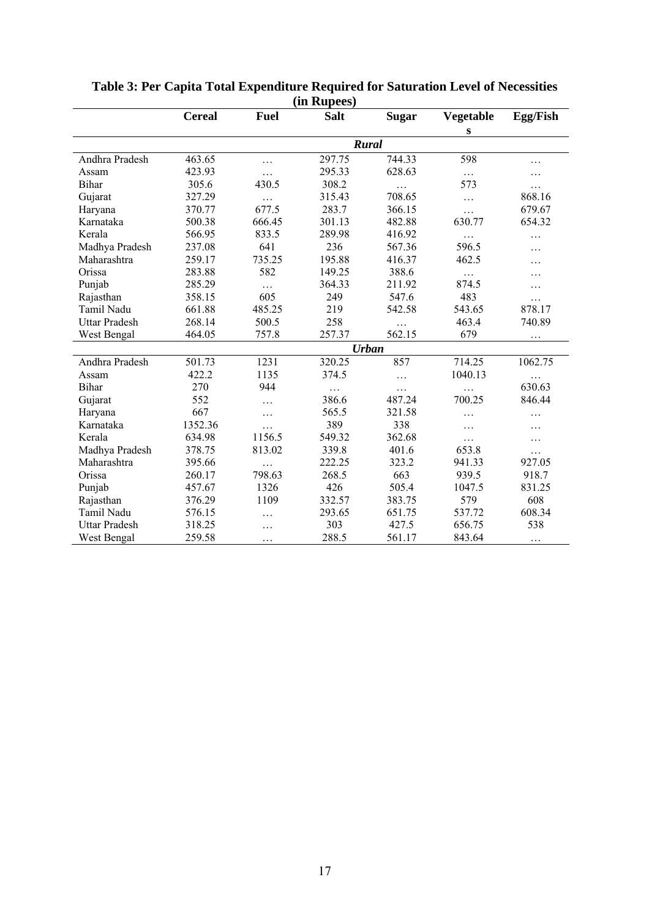**Table 3: Per Capita Total Expenditure Required for Saturation Level of Necessities (in Rupees)**

| | Cereal | Fuel | Salt | Sugar | Vegetables | Egg/Fish |
|---|---|---|---|---|---|---|
| | | | *Rural* | | | |
| Andhra Pradesh | 463.65 | … | 297.75 | 744.33 | 598 | … |
| Assam | 423.93 | … | 295.33 | 628.63 | … | … |
| Bihar | 305.6 | 430.5 | 308.2 | … | 573 | … |
| Gujarat | 327.29 | … | 315.43 | 708.65 | … | 868.16 |
| Haryana | 370.77 | 677.5 | 283.7 | 366.15 | … | 679.67 |
| Karnataka | 500.38 | 666.45 | 301.13 | 482.88 | 630.77 | 654.32 |
| Kerala | 566.95 | 833.5 | 289.98 | 416.92 | … | … |
| Madhya Pradesh | 237.08 | 641 | 236 | 567.36 | 596.5 | … |
| Maharashtra | 259.17 | 735.25 | 195.88 | 416.37 | 462.5 | … |
| Orissa | 283.88 | 582 | 149.25 | 388.6 | … | … |
| Punjab | 285.29 | … | 364.33 | 211.92 | 874.5 | … |
| Rajasthan | 358.15 | 605 | 249 | 547.6 | 483 | … |
| Tamil Nadu | 661.88 | 485.25 | 219 | 542.58 | 543.65 | 878.17 |
| Uttar Pradesh | 268.14 | 500.5 | 258 | … | 463.4 | 740.89 |
| West Bengal | 464.05 | 757.8 | 257.37 | 562.15 | 679 | … |
| | | | *Urban* | | | |
| Andhra Pradesh | 501.73 | 1231 | 320.25 | 857 | 714.25 | 1062.75 |
| Assam | 422.2 | 1135 | 374.5 | … | 1040.13 | … |
| Bihar | 270 | 944 | … | … | … | 630.63 |
| Gujarat | 552 | … | 386.6 | 487.24 | 700.25 | 846.44 |
| Haryana | 667 | … | 565.5 | 321.58 | … | … |
| Karnataka | 1352.36 | … | 389 | 338 | … | … |
| Kerala | 634.98 | 1156.5 | 549.32 | 362.68 | … | … |
| Madhya Pradesh | 378.75 | 813.02 | 339.8 | 401.6 | 653.8 | … |
| Maharashtra | 395.66 | … | 222.25 | 323.2 | 941.33 | 927.05 |
| Orissa | 260.17 | 798.63 | 268.5 | 663 | 939.5 | 918.7 |
| Punjab | 457.67 | 1326 | 426 | 505.4 | 1047.5 | 831.25 |
| Rajasthan | 376.29 | 1109 | 332.57 | 383.75 | 579 | 608 |
| Tamil Nadu | 576.15 | … | 293.65 | 651.75 | 537.72 | 608.34 |
| Uttar Pradesh | 318.25 | … | 303 | 427.5 | 656.75 | 538 |
| West Bengal | 259.58 | … | 288.5 | 561.17 | 843.64 | … |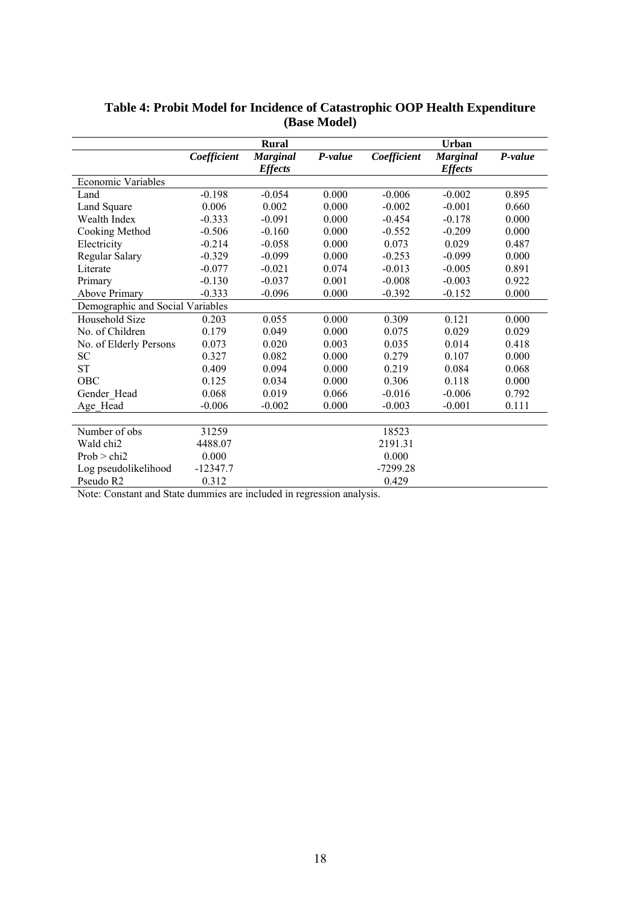**Table 4: Probit Model for Incidence of Catastrophic OOP Health Expenditure (Base Model)**

| | Rural | | | Urban | | |
|---|---|---|---|---|---|---|
| | *Coefficient* | *Marginal Effects* | *P-value* | *Coefficient* | *Marginal Effects* | *P-value* |
| Economic Variables | | | | | | |
| Land | -0.198 | -0.054 | 0.000 | -0.006 | -0.002 | 0.895 |
| Land Square | 0.006 | 0.002 | 0.000 | -0.002 | -0.001 | 0.660 |
| Wealth Index | -0.333 | -0.091 | 0.000 | -0.454 | -0.178 | 0.000 |
| Cooking Method | -0.506 | -0.160 | 0.000 | -0.552 | -0.209 | 0.000 |
| Electricity | -0.214 | -0.058 | 0.000 | 0.073 | 0.029 | 0.487 |
| Regular Salary | -0.329 | -0.099 | 0.000 | -0.253 | -0.099 | 0.000 |
| Literate | -0.077 | -0.021 | 0.074 | -0.013 | -0.005 | 0.891 |
| Primary | -0.130 | -0.037 | 0.001 | -0.008 | -0.003 | 0.922 |
| Above Primary | -0.333 | -0.096 | 0.000 | -0.392 | -0.152 | 0.000 |
| Demographic and Social Variables | | | | | | |
| Household Size | 0.203 | 0.055 | 0.000 | 0.309 | 0.121 | 0.000 |
| No. of Children | 0.179 | 0.049 | 0.000 | 0.075 | 0.029 | 0.029 |
| No. of Elderly Persons | 0.073 | 0.020 | 0.003 | 0.035 | 0.014 | 0.418 |
| SC | 0.327 | 0.082 | 0.000 | 0.279 | 0.107 | 0.000 |
| ST | 0.409 | 0.094 | 0.000 | 0.219 | 0.084 | 0.068 |
| OBC | 0.125 | 0.034 | 0.000 | 0.306 | 0.118 | 0.000 |
| Gender_Head | 0.068 | 0.019 | 0.066 | -0.016 | -0.006 | 0.792 |
| Age_Head | -0.006 | -0.002 | 0.000 | -0.003 | -0.001 | 0.111 |
| | | | | | | |
| Number of obs | 31259 | | | 18523 | | |
| Wald chi2 | 4488.07 | | | 2191.31 | | |
| Prob > chi2 | 0.000 | | | 0.000 | | |
| Log pseudolikelihood | -12347.7 | | | -7299.28 | | |
| Pseudo R2 | 0.312 | | | 0.429 | | |

Note: Constant and State dummies are included in regression analysis.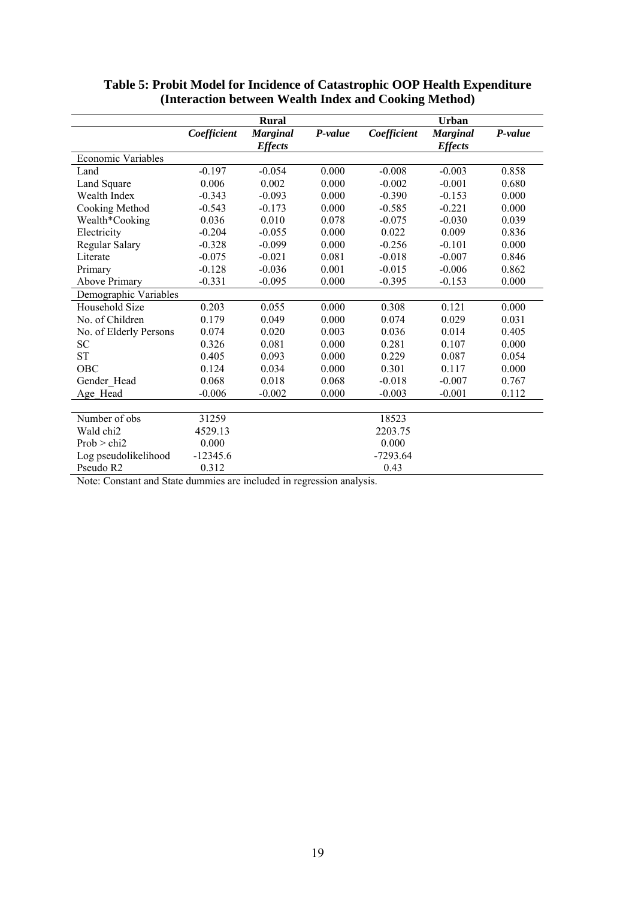**Table 5: Probit Model for Incidence of Catastrophic OOP Health Expenditure (Interaction between Wealth Index and Cooking Method)**

| | Rural | | | Urban | | |
|---|---|---|---|---|---|---|
| | ***Coefficient*** | ***Marginal Effects*** | ***P-value*** | ***Coefficient*** | ***Marginal Effects*** | ***P-value*** |
| Economic Variables | | | | | | |
| Land | -0.197 | -0.054 | 0.000 | -0.008 | -0.003 | 0.858 |
| Land Square | 0.006 | 0.002 | 0.000 | -0.002 | -0.001 | 0.680 |
| Wealth Index | -0.343 | -0.093 | 0.000 | -0.390 | -0.153 | 0.000 |
| Cooking Method | -0.543 | -0.173 | 0.000 | -0.585 | -0.221 | 0.000 |
| Wealth*Cooking | 0.036 | 0.010 | 0.078 | -0.075 | -0.030 | 0.039 |
| Electricity | -0.204 | -0.055 | 0.000 | 0.022 | 0.009 | 0.836 |
| Regular Salary | -0.328 | -0.099 | 0.000 | -0.256 | -0.101 | 0.000 |
| Literate | -0.075 | -0.021 | 0.081 | -0.018 | -0.007 | 0.846 |
| Primary | -0.128 | -0.036 | 0.001 | -0.015 | -0.006 | 0.862 |
| Above Primary | -0.331 | -0.095 | 0.000 | -0.395 | -0.153 | 0.000 |
| Demographic Variables | | | | | | |
| Household Size | 0.203 | 0.055 | 0.000 | 0.308 | 0.121 | 0.000 |
| No. of Children | 0.179 | 0.049 | 0.000 | 0.074 | 0.029 | 0.031 |
| No. of Elderly Persons | 0.074 | 0.020 | 0.003 | 0.036 | 0.014 | 0.405 |
| SC | 0.326 | 0.081 | 0.000 | 0.281 | 0.107 | 0.000 |
| ST | 0.405 | 0.093 | 0.000 | 0.229 | 0.087 | 0.054 |
| OBC | 0.124 | 0.034 | 0.000 | 0.301 | 0.117 | 0.000 |
| Gender_Head | 0.068 | 0.018 | 0.068 | -0.018 | -0.007 | 0.767 |
| Age_Head | -0.006 | -0.002 | 0.000 | -0.003 | -0.001 | 0.112 |
| | | | | | | |
| Number of obs | 31259 | | | 18523 | | |
| Wald chi2 | 4529.13 | | | 2203.75 | | |
| Prob > chi2 | 0.000 | | | 0.000 | | |
| Log pseudolikelihood | -12345.6 | | | -7293.64 | | |
| Pseudo R2 | 0.312 | | | 0.43 | | |

Note: Constant and State dummies are included in regression analysis.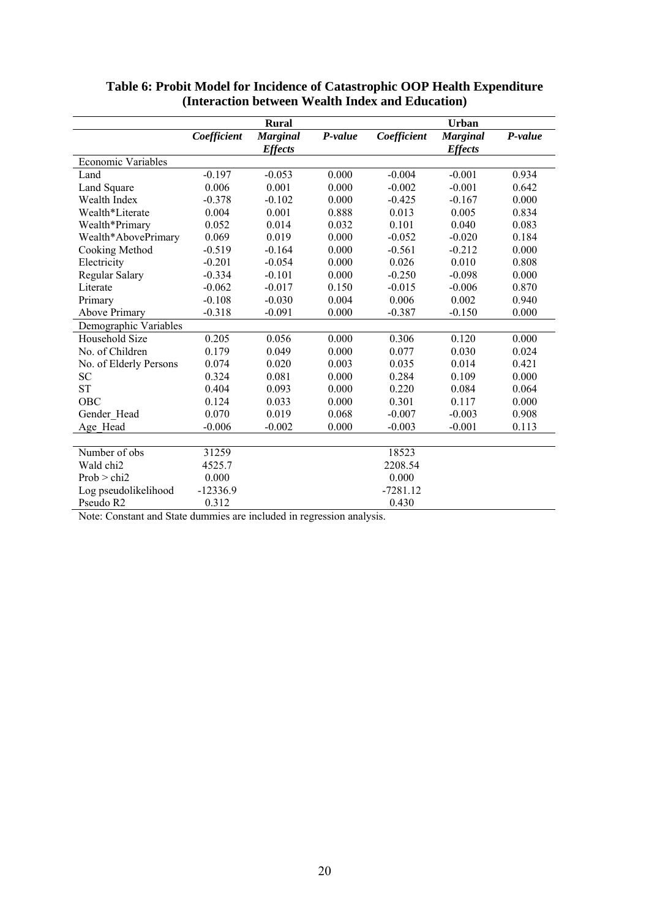**Table 6: Probit Model for Incidence of Catastrophic OOP Health Expenditure (Interaction between Wealth Index and Education)**

| | Rural | | | Urban | | |
|---|---|---|---|---|---|---|
| | ***Coefficient*** | ***Marginal Effects*** | ***P-value*** | ***Coefficient*** | ***Marginal Effects*** | ***P-value*** |
| Economic Variables | | | | | | |
| Land | -0.197 | -0.053 | 0.000 | -0.004 | -0.001 | 0.934 |
| Land Square | 0.006 | 0.001 | 0.000 | -0.002 | -0.001 | 0.642 |
| Wealth Index | -0.378 | -0.102 | 0.000 | -0.425 | -0.167 | 0.000 |
| Wealth*Literate | 0.004 | 0.001 | 0.888 | 0.013 | 0.005 | 0.834 |
| Wealth*Primary | 0.052 | 0.014 | 0.032 | 0.101 | 0.040 | 0.083 |
| Wealth*AbovePrimary | 0.069 | 0.019 | 0.000 | -0.052 | -0.020 | 0.184 |
| Cooking Method | -0.519 | -0.164 | 0.000 | -0.561 | -0.212 | 0.000 |
| Electricity | -0.201 | -0.054 | 0.000 | 0.026 | 0.010 | 0.808 |
| Regular Salary | -0.334 | -0.101 | 0.000 | -0.250 | -0.098 | 0.000 |
| Literate | -0.062 | -0.017 | 0.150 | -0.015 | -0.006 | 0.870 |
| Primary | -0.108 | -0.030 | 0.004 | 0.006 | 0.002 | 0.940 |
| Above Primary | -0.318 | -0.091 | 0.000 | -0.387 | -0.150 | 0.000 |
| Demographic Variables | | | | | | |
| Household Size | 0.205 | 0.056 | 0.000 | 0.306 | 0.120 | 0.000 |
| No. of Children | 0.179 | 0.049 | 0.000 | 0.077 | 0.030 | 0.024 |
| No. of Elderly Persons | 0.074 | 0.020 | 0.003 | 0.035 | 0.014 | 0.421 |
| SC | 0.324 | 0.081 | 0.000 | 0.284 | 0.109 | 0.000 |
| ST | 0.404 | 0.093 | 0.000 | 0.220 | 0.084 | 0.064 |
| OBC | 0.124 | 0.033 | 0.000 | 0.301 | 0.117 | 0.000 |
| Gender_Head | 0.070 | 0.019 | 0.068 | -0.007 | -0.003 | 0.908 |
| Age_Head | -0.006 | -0.002 | 0.000 | -0.003 | -0.001 | 0.113 |
| | | | | | | |
| Number of obs | 31259 | | | 18523 | | |
| Wald chi2 | 4525.7 | | | 2208.54 | | |
| Prob > chi2 | 0.000 | | | 0.000 | | |
| Log pseudolikelihood | -12336.9 | | | -7281.12 | | |
| Pseudo R2 | 0.312 | | | 0.430 | | |

Note: Constant and State dummies are included in regression analysis.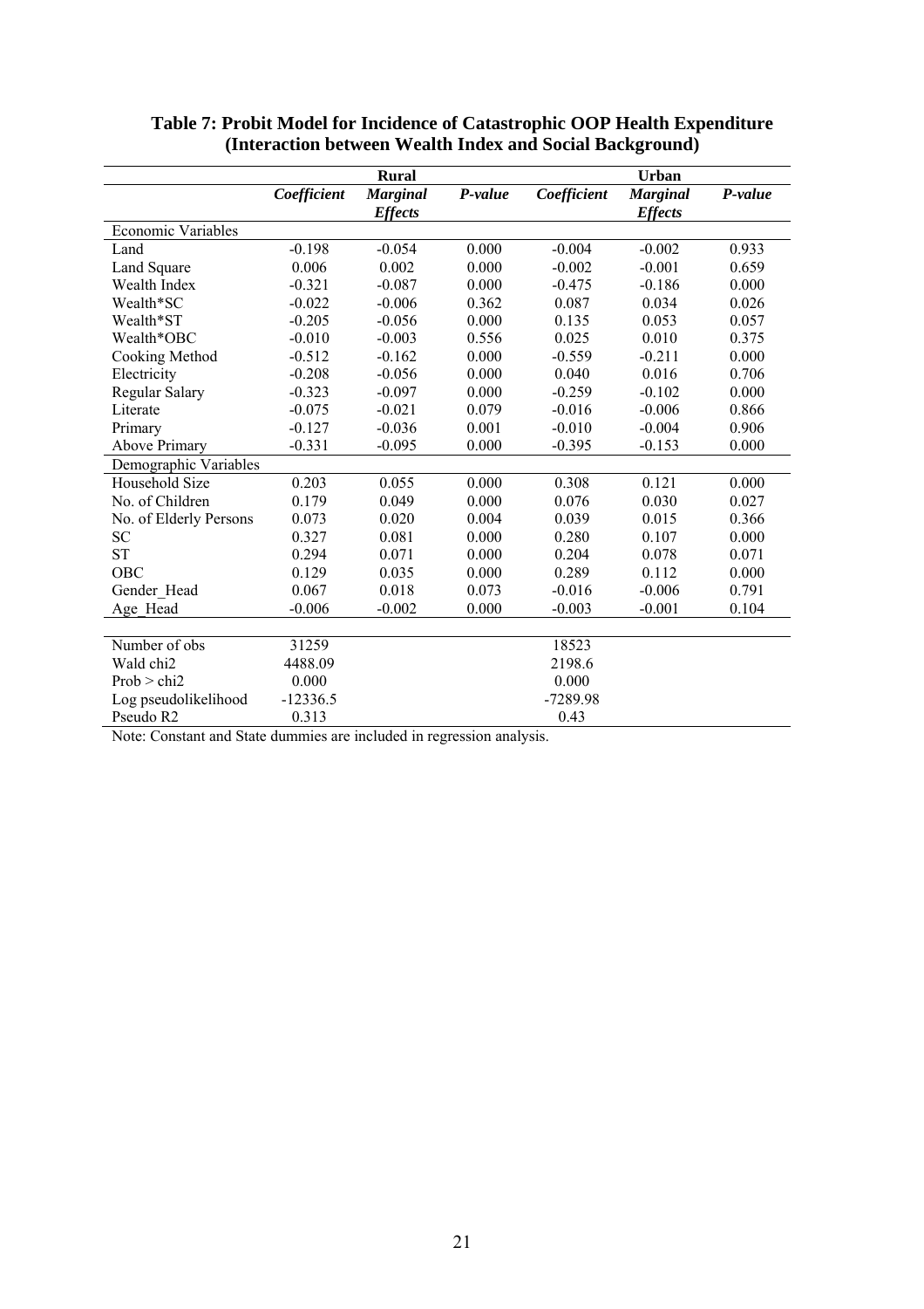**Table 7: Probit Model for Incidence of Catastrophic OOP Health Expenditure (Interaction between Wealth Index and Social Background)**

| | Rural | | | Urban | | |
|---|---|---|---|---|---|---|
| | ***Coefficient*** | ***Marginal Effects*** | ***P-value*** | ***Coefficient*** | ***Marginal Effects*** | ***P-value*** |
| Economic Variables | | | | | | |
| Land | -0.198 | -0.054 | 0.000 | -0.004 | -0.002 | 0.933 |
| Land Square | 0.006 | 0.002 | 0.000 | -0.002 | -0.001 | 0.659 |
| Wealth Index | -0.321 | -0.087 | 0.000 | -0.475 | -0.186 | 0.000 |
| Wealth*SC | -0.022 | -0.006 | 0.362 | 0.087 | 0.034 | 0.026 |
| Wealth*ST | -0.205 | -0.056 | 0.000 | 0.135 | 0.053 | 0.057 |
| Wealth*OBC | -0.010 | -0.003 | 0.556 | 0.025 | 0.010 | 0.375 |
| Cooking Method | -0.512 | -0.162 | 0.000 | -0.559 | -0.211 | 0.000 |
| Electricity | -0.208 | -0.056 | 0.000 | 0.040 | 0.016 | 0.706 |
| Regular Salary | -0.323 | -0.097 | 0.000 | -0.259 | -0.102 | 0.000 |
| Literate | -0.075 | -0.021 | 0.079 | -0.016 | -0.006 | 0.866 |
| Primary | -0.127 | -0.036 | 0.001 | -0.010 | -0.004 | 0.906 |
| Above Primary | -0.331 | -0.095 | 0.000 | -0.395 | -0.153 | 0.000 |
| Demographic Variables | | | | | | |
| Household Size | 0.203 | 0.055 | 0.000 | 0.308 | 0.121 | 0.000 |
| No. of Children | 0.179 | 0.049 | 0.000 | 0.076 | 0.030 | 0.027 |
| No. of Elderly Persons | 0.073 | 0.020 | 0.004 | 0.039 | 0.015 | 0.366 |
| SC | 0.327 | 0.081 | 0.000 | 0.280 | 0.107 | 0.000 |
| ST | 0.294 | 0.071 | 0.000 | 0.204 | 0.078 | 0.071 |
| OBC | 0.129 | 0.035 | 0.000 | 0.289 | 0.112 | 0.000 |
| Gender_Head | 0.067 | 0.018 | 0.073 | -0.016 | -0.006 | 0.791 |
| Age_Head | -0.006 | -0.002 | 0.000 | -0.003 | -0.001 | 0.104 |
| | | | | | | |
| Number of obs | 31259 | | | 18523 | | |
| Wald chi2 | 4488.09 | | | 2198.6 | | |
| Prob > chi2 | 0.000 | | | 0.000 | | |
| Log pseudolikelihood | -12336.5 | | | -7289.98 | | |
| Pseudo R2 | 0.313 | | | 0.43 | | |

Note: Constant and State dummies are included in regression analysis.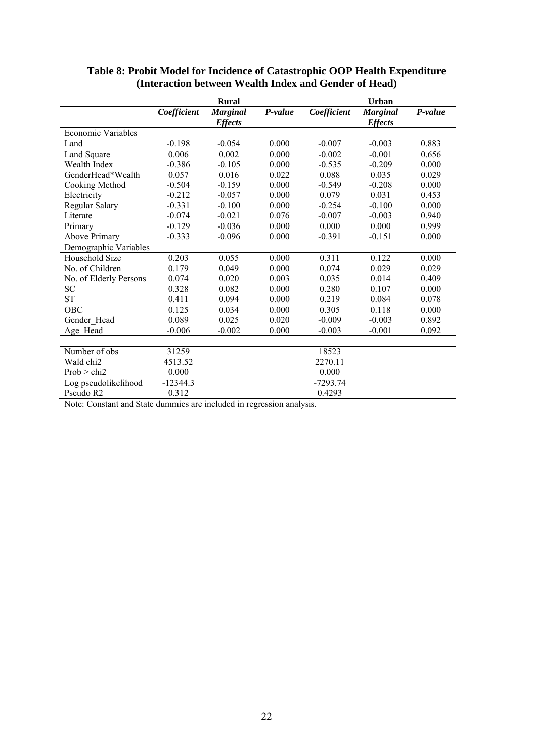**Table 8: Probit Model for Incidence of Catastrophic OOP Health Expenditure (Interaction between Wealth Index and Gender of Head)**

| | Rural | | | Urban | | |
|---|---|---|---|---|---|---|
| | ***Coefficient*** | ***Marginal Effects*** | ***P-value*** | ***Coefficient*** | ***Marginal Effects*** | ***P-value*** |
| Economic Variables | | | | | | |
| Land | -0.198 | -0.054 | 0.000 | -0.007 | -0.003 | 0.883 |
| Land Square | 0.006 | 0.002 | 0.000 | -0.002 | -0.001 | 0.656 |
| Wealth Index | -0.386 | -0.105 | 0.000 | -0.535 | -0.209 | 0.000 |
| GenderHead*Wealth | 0.057 | 0.016 | 0.022 | 0.088 | 0.035 | 0.029 |
| Cooking Method | -0.504 | -0.159 | 0.000 | -0.549 | -0.208 | 0.000 |
| Electricity | -0.212 | -0.057 | 0.000 | 0.079 | 0.031 | 0.453 |
| Regular Salary | -0.331 | -0.100 | 0.000 | -0.254 | -0.100 | 0.000 |
| Literate | -0.074 | -0.021 | 0.076 | -0.007 | -0.003 | 0.940 |
| Primary | -0.129 | -0.036 | 0.000 | 0.000 | 0.000 | 0.999 |
| Above Primary | -0.333 | -0.096 | 0.000 | -0.391 | -0.151 | 0.000 |
| Demographic Variables | | | | | | |
| Household Size | 0.203 | 0.055 | 0.000 | 0.311 | 0.122 | 0.000 |
| No. of Children | 0.179 | 0.049 | 0.000 | 0.074 | 0.029 | 0.029 |
| No. of Elderly Persons | 0.074 | 0.020 | 0.003 | 0.035 | 0.014 | 0.409 |
| SC | 0.328 | 0.082 | 0.000 | 0.280 | 0.107 | 0.000 |
| ST | 0.411 | 0.094 | 0.000 | 0.219 | 0.084 | 0.078 |
| OBC | 0.125 | 0.034 | 0.000 | 0.305 | 0.118 | 0.000 |
| Gender_Head | 0.089 | 0.025 | 0.020 | -0.009 | -0.003 | 0.892 |
| Age_Head | -0.006 | -0.002 | 0.000 | -0.003 | -0.001 | 0.092 |
| | | | | | | |
| Number of obs | 31259 | | | 18523 | | |
| Wald chi2 | 4513.52 | | | 2270.11 | | |
| Prob > chi2 | 0.000 | | | 0.000 | | |
| Log pseudolikelihood | -12344.3 | | | -7293.74 | | |
| Pseudo R2 | 0.312 | | | 0.4293 | | |

Note: Constant and State dummies are included in regression analysis.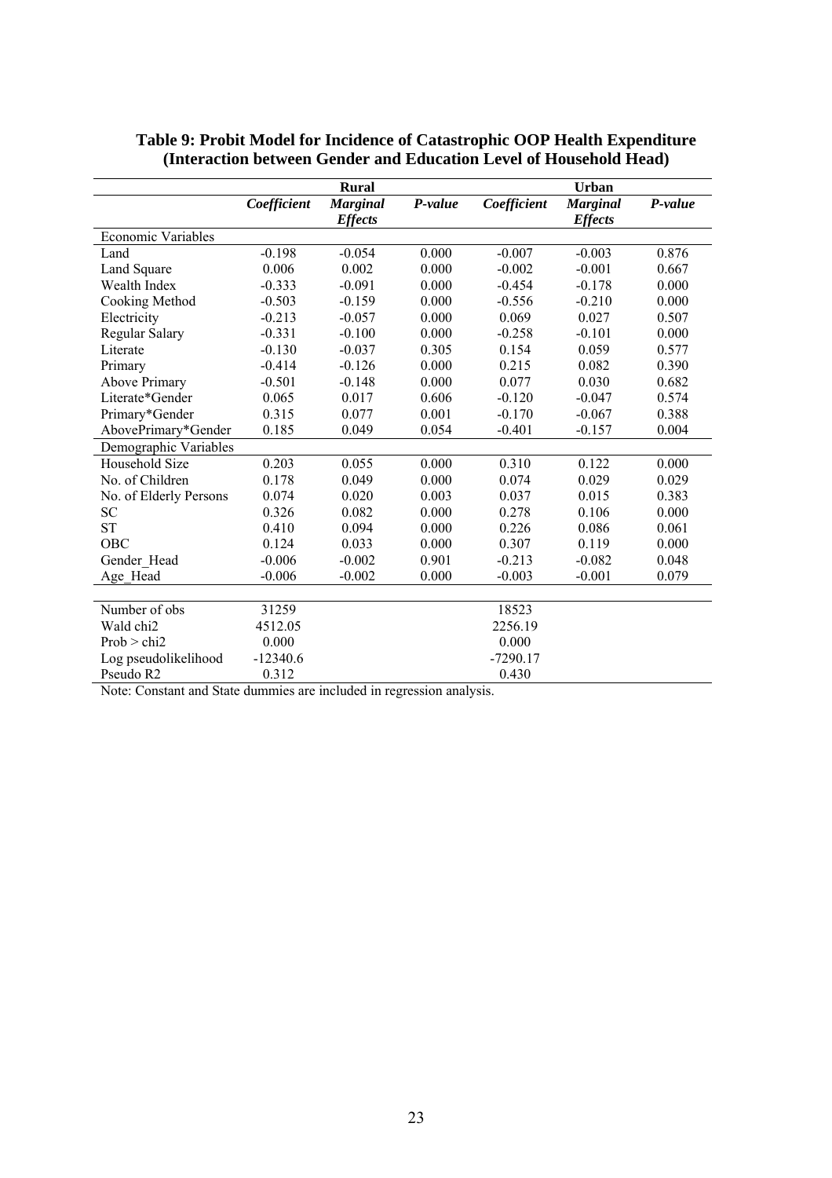**Table 9: Probit Model for Incidence of Catastrophic OOP Health Expenditure (Interaction between Gender and Education Level of Household Head)**

| | Rural | | | Urban | | |
|---|---|---|---|---|---|---|
| | *Coefficient* | *Marginal Effects* | *P-value* | *Coefficient* | *Marginal Effects* | *P-value* |
| Economic Variables | | | | | | |
| Land | -0.198 | -0.054 | 0.000 | -0.007 | -0.003 | 0.876 |
| Land Square | 0.006 | 0.002 | 0.000 | -0.002 | -0.001 | 0.667 |
| Wealth Index | -0.333 | -0.091 | 0.000 | -0.454 | -0.178 | 0.000 |
| Cooking Method | -0.503 | -0.159 | 0.000 | -0.556 | -0.210 | 0.000 |
| Electricity | -0.213 | -0.057 | 0.000 | 0.069 | 0.027 | 0.507 |
| Regular Salary | -0.331 | -0.100 | 0.000 | -0.258 | -0.101 | 0.000 |
| Literate | -0.130 | -0.037 | 0.305 | 0.154 | 0.059 | 0.577 |
| Primary | -0.414 | -0.126 | 0.000 | 0.215 | 0.082 | 0.390 |
| Above Primary | -0.501 | -0.148 | 0.000 | 0.077 | 0.030 | 0.682 |
| Literate*Gender | 0.065 | 0.017 | 0.606 | -0.120 | -0.047 | 0.574 |
| Primary*Gender | 0.315 | 0.077 | 0.001 | -0.170 | -0.067 | 0.388 |
| AbovePrimary*Gender | 0.185 | 0.049 | 0.054 | -0.401 | -0.157 | 0.004 |
| Demographic Variables | | | | | | |
| Household Size | 0.203 | 0.055 | 0.000 | 0.310 | 0.122 | 0.000 |
| No. of Children | 0.178 | 0.049 | 0.000 | 0.074 | 0.029 | 0.029 |
| No. of Elderly Persons | 0.074 | 0.020 | 0.003 | 0.037 | 0.015 | 0.383 |
| SC | 0.326 | 0.082 | 0.000 | 0.278 | 0.106 | 0.000 |
| ST | 0.410 | 0.094 | 0.000 | 0.226 | 0.086 | 0.061 |
| OBC | 0.124 | 0.033 | 0.000 | 0.307 | 0.119 | 0.000 |
| Gender_Head | -0.006 | -0.002 | 0.901 | -0.213 | -0.082 | 0.048 |
| Age_Head | -0.006 | -0.002 | 0.000 | -0.003 | -0.001 | 0.079 |
| | | | | | | |
| Number of obs | 31259 | | | 18523 | | |
| Wald chi2 | 4512.05 | | | 2256.19 | | |
| Prob > chi2 | 0.000 | | | 0.000 | | |
| Log pseudolikelihood | -12340.6 | | | -7290.17 | | |
| Pseudo R2 | 0.312 | | | 0.430 | | |

Note: Constant and State dummies are included in regression analysis.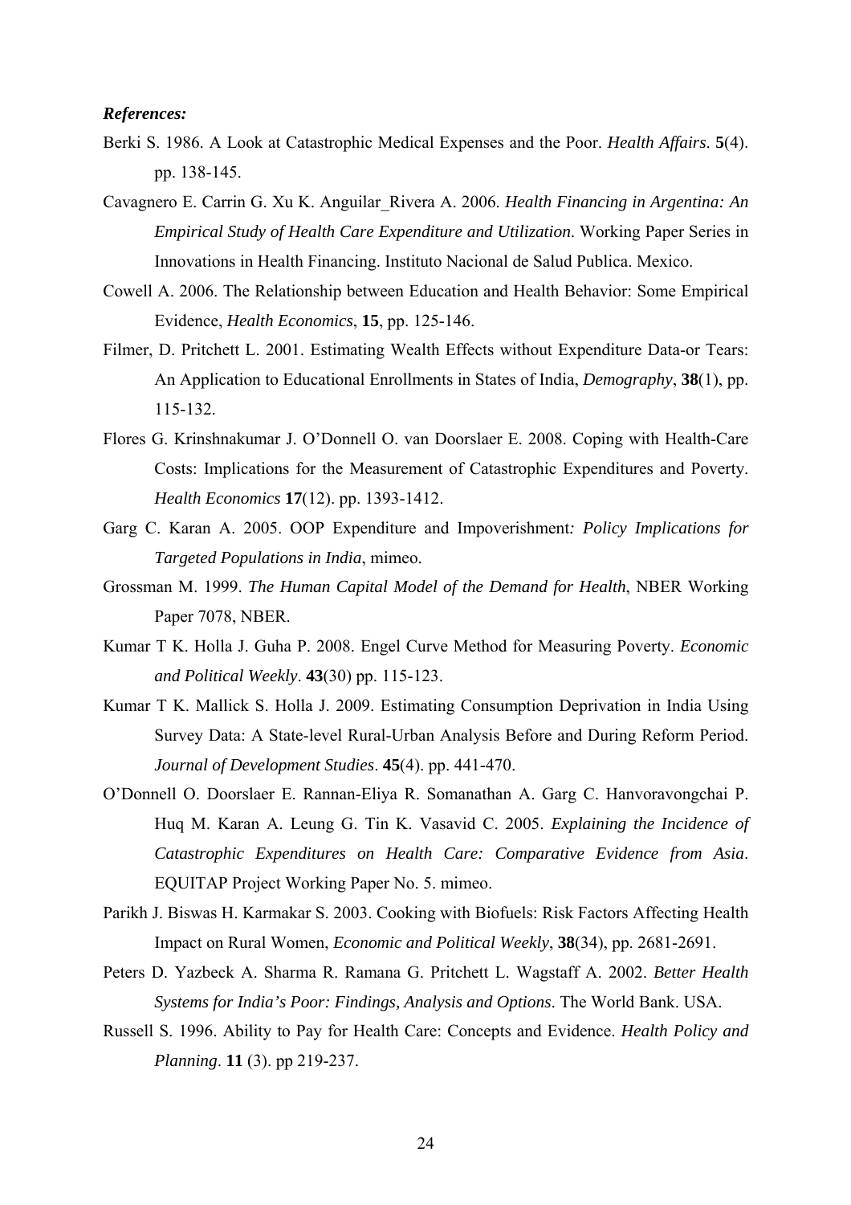***References:***

Berki S. 1986. A Look at Catastrophic Medical Expenses and the Poor. *Health Affairs*. **5**(4). pp. 138-145.

Cavagnero E. Carrin G. Xu K. Anguilar_Rivera A. 2006. *Health Financing in Argentina: An Empirical Study of Health Care Expenditure and Utilization*. Working Paper Series in Innovations in Health Financing. Instituto Nacional de Salud Publica. Mexico.

Cowell A. 2006. The Relationship between Education and Health Behavior: Some Empirical Evidence, *Health Economics*, **15**, pp. 125-146.

Filmer, D. Pritchett L. 2001. Estimating Wealth Effects without Expenditure Data-or Tears: An Application to Educational Enrollments in States of India, *Demography*, **38**(1), pp. 115-132.

Flores G. Krinshnakumar J. O'Donnell O. van Doorslaer E. 2008. Coping with Health-Care Costs: Implications for the Measurement of Catastrophic Expenditures and Poverty. *Health Economics* **17**(12). pp. 1393-1412.

Garg C. Karan A. 2005. OOP Expenditure and Impoverishment*: Policy Implications for Targeted Populations in India*, mimeo.

Grossman M. 1999. *The Human Capital Model of the Demand for Health*, NBER Working Paper 7078, NBER.

Kumar T K. Holla J. Guha P. 2008. Engel Curve Method for Measuring Poverty. *Economic and Political Weekly*. **43**(30) pp. 115-123.

Kumar T K. Mallick S. Holla J. 2009. Estimating Consumption Deprivation in India Using Survey Data: A State-level Rural-Urban Analysis Before and During Reform Period. *Journal of Development Studies*. **45**(4). pp. 441-470.

O'Donnell O. Doorslaer E. Rannan-Eliya R. Somanathan A. Garg C. Hanvoravongchai P. Huq M. Karan A. Leung G. Tin K. Vasavid C. 2005. *Explaining the Incidence of Catastrophic Expenditures on Health Care: Comparative Evidence from Asia*. EQUITAP Project Working Paper No. 5. mimeo.

Parikh J. Biswas H. Karmakar S. 2003. Cooking with Biofuels: Risk Factors Affecting Health Impact on Rural Women, *Economic and Political Weekly*, **38**(34), pp. 2681-2691.

Peters D. Yazbeck A. Sharma R. Ramana G. Pritchett L. Wagstaff A. 2002. *Better Health Systems for India's Poor: Findings, Analysis and Options*. The World Bank. USA.

Russell S. 1996. Ability to Pay for Health Care: Concepts and Evidence. *Health Policy and Planning*. **11** (3). pp 219-237.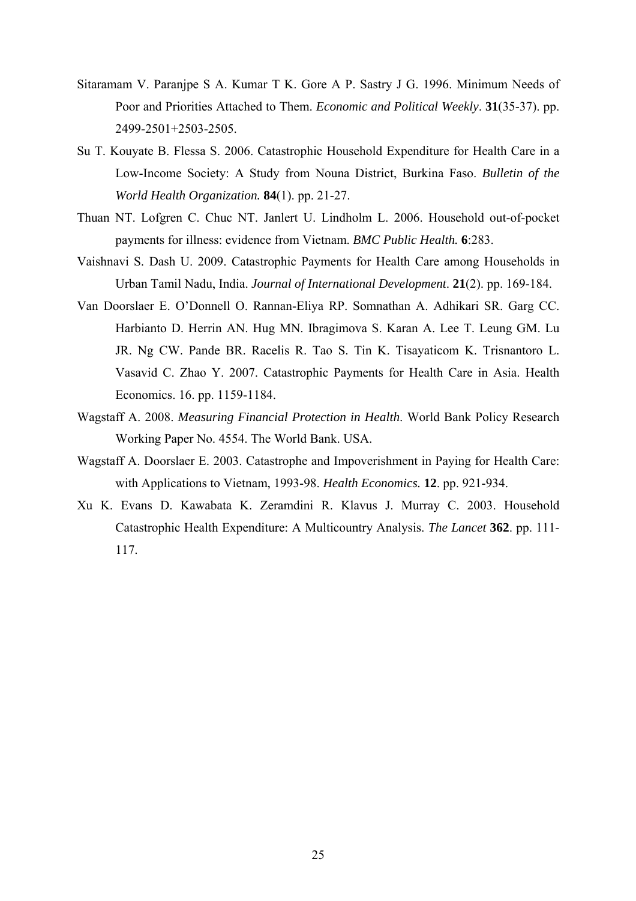Sitaramam V. Paranjpe S A. Kumar T K. Gore A P. Sastry J G. 1996. Minimum Needs of Poor and Priorities Attached to Them. *Economic and Political Weekly*. **31**(35-37). pp. 2499-2501+2503-2505.

Su T. Kouyate B. Flessa S. 2006. Catastrophic Household Expenditure for Health Care in a Low-Income Society: A Study from Nouna District, Burkina Faso. *Bulletin of the World Health Organization.* **84**(1). pp. 21-27.

Thuan NT. Lofgren C. Chuc NT. Janlert U. Lindholm L. 2006. Household out-of-pocket payments for illness: evidence from Vietnam. *BMC Public Health.* **6**:283.

Vaishnavi S. Dash U. 2009. Catastrophic Payments for Health Care among Households in Urban Tamil Nadu, India. *Journal of International Development*. **21**(2). pp. 169-184.

Van Doorslaer E. O'Donnell O. Rannan-Eliya RP. Somnathan A. Adhikari SR. Garg CC. Harbianto D. Herrin AN. Hug MN. Ibragimova S. Karan A. Lee T. Leung GM. Lu JR. Ng CW. Pande BR. Racelis R. Tao S. Tin K. Tisayaticom K. Trisnantoro L. Vasavid C. Zhao Y. 2007. Catastrophic Payments for Health Care in Asia. Health Economics. 16. pp. 1159-1184.

Wagstaff A. 2008. *Measuring Financial Protection in Health*. World Bank Policy Research Working Paper No. 4554. The World Bank. USA.

Wagstaff A. Doorslaer E. 2003. Catastrophe and Impoverishment in Paying for Health Care: with Applications to Vietnam, 1993-98. *Health Economics.* **12**. pp. 921-934.

Xu K. Evans D. Kawabata K. Zeramdini R. Klavus J. Murray C. 2003. Household Catastrophic Health Expenditure: A Multicountry Analysis. *The Lancet* **362**. pp. 111-117.